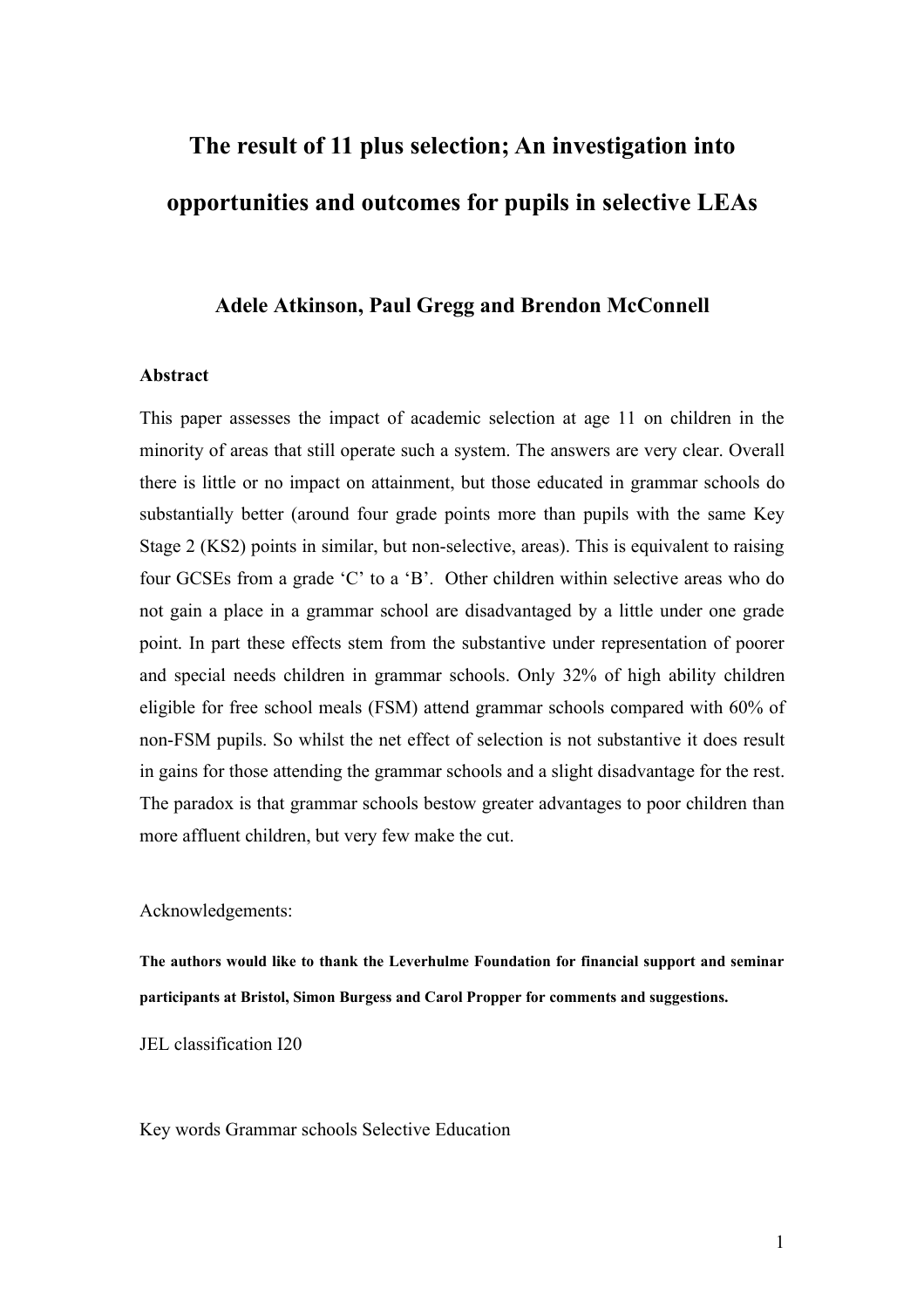# The result of 11 plus selection; An investigation into opportunities and outcomes for pupils in selective LEAs

**Adele Atkinson, Paul Gregg and Brendon McConnell**

**Abstract**

This paper assesses the impact of academic selection at age 11 on children in the minority of areas that still operate such a system. The answers are very clear. Overall there is little or no impact on attainment, but those educated in grammar schools do substantially better (around four grade points more than pupils with the same Key Stage 2 (KS2) points in similar, but non-selective, areas). This is equivalent to raising four GCSEs from a grade 'C' to a 'B'. Other children within selective areas who do not gain a place in a grammar school are disadvantaged by a little under one grade point. In part these effects stem from the substantive under representation of poorer and special needs children in grammar schools. Only 32% of high ability children eligible for free school meals (FSM) attend grammar schools compared with 60% of non-FSM pupils. So whilst the net effect of selection is not substantive it does result in gains for those attending the grammar schools and a slight disadvantage for the rest. The paradox is that grammar schools bestow greater advantages to poor children than more affluent children, but very few make the cut.

Acknowledgements:

**The authors would like to thank the Leverhulme Foundation for financial support and seminar participants at Bristol, Simon Burgess and Carol Propper for comments and suggestions.**

JEL classification I20

Key words Grammar schools Selective Education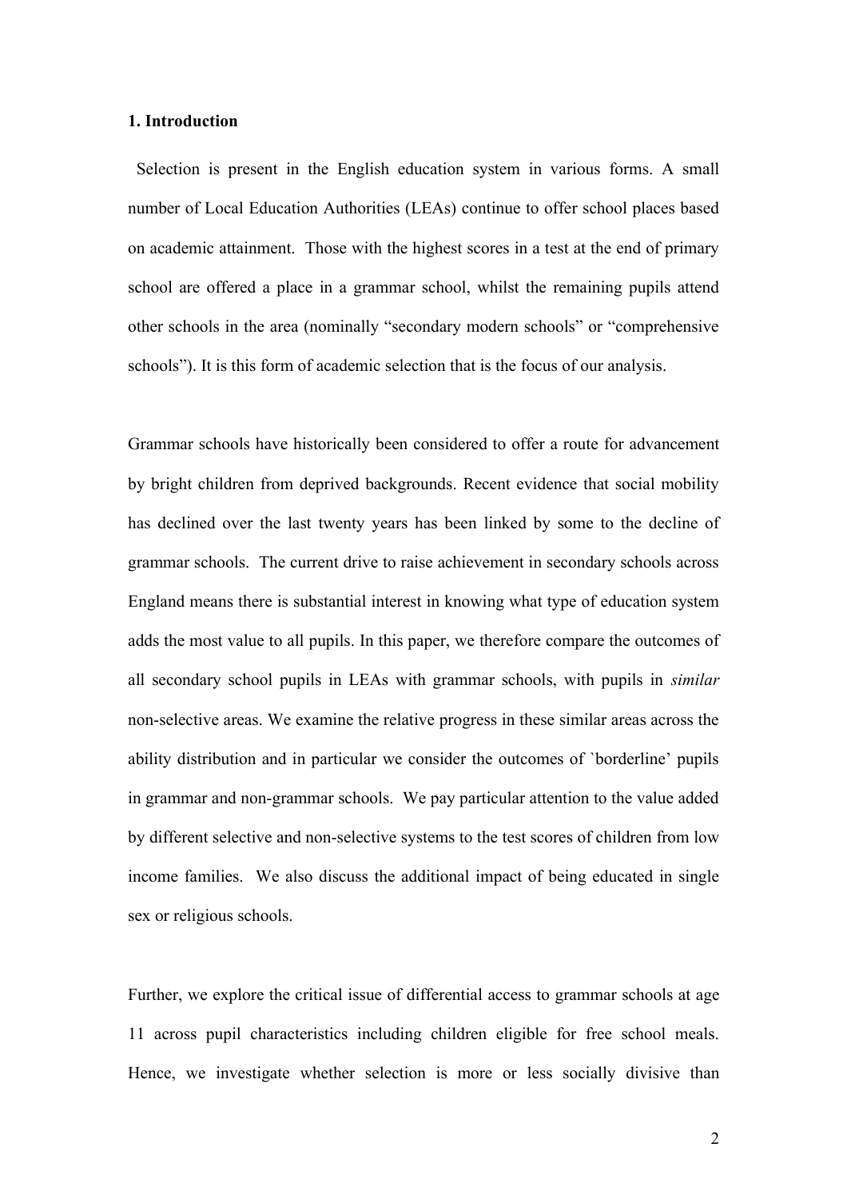## 1. Introduction

Selection is present in the English education system in various forms. A small number of Local Education Authorities (LEAs) continue to offer school places based on academic attainment. Those with the highest scores in a test at the end of primary school are offered a place in a grammar school, whilst the remaining pupils attend other schools in the area (nominally "secondary modern schools" or "comprehensive schools"). It is this form of academic selection that is the focus of our analysis.

Grammar schools have historically been considered to offer a route for advancement by bright children from deprived backgrounds. Recent evidence that social mobility has declined over the last twenty years has been linked by some to the decline of grammar schools. The current drive to raise achievement in secondary schools across England means there is substantial interest in knowing what type of education system adds the most value to all pupils. In this paper, we therefore compare the outcomes of all secondary school pupils in LEAs with grammar schools, with pupils in *similar* non-selective areas. We examine the relative progress in these similar areas across the ability distribution and in particular we consider the outcomes of `borderline' pupils in grammar and non-grammar schools. We pay particular attention to the value added by different selective and non-selective systems to the test scores of children from low income families. We also discuss the additional impact of being educated in single sex or religious schools.

Further, we explore the critical issue of differential access to grammar schools at age 11 across pupil characteristics including children eligible for free school meals. Hence, we investigate whether selection is more or less socially divisive than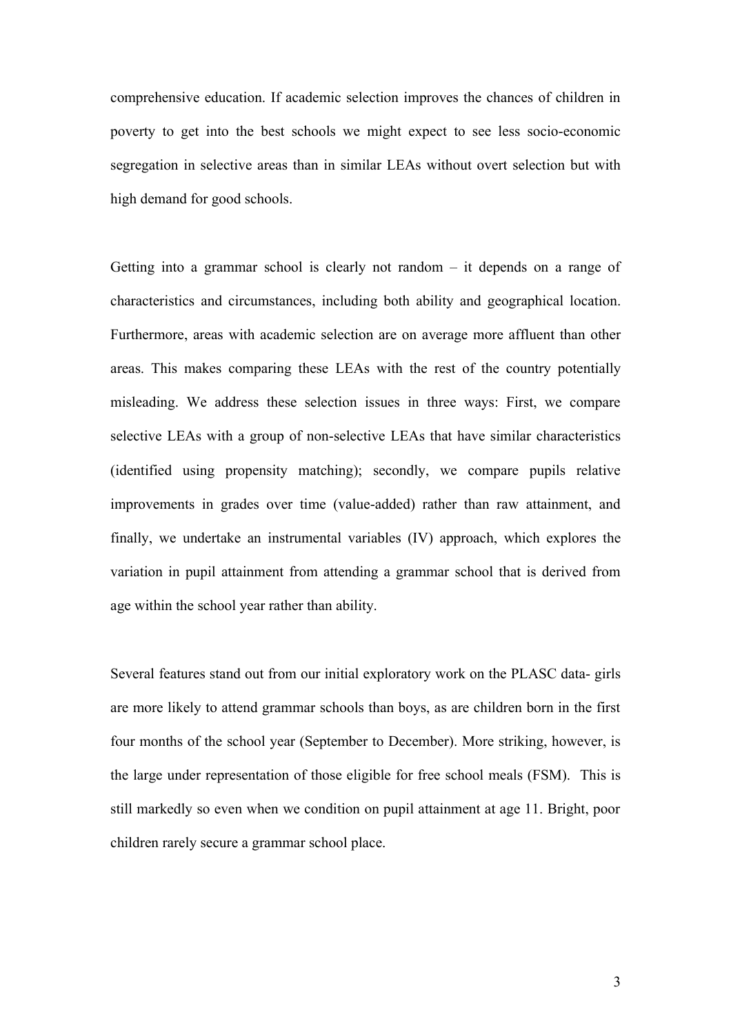comprehensive education. If academic selection improves the chances of children in poverty to get into the best schools we might expect to see less socio-economic segregation in selective areas than in similar LEAs without overt selection but with high demand for good schools.

Getting into a grammar school is clearly not random – it depends on a range of characteristics and circumstances, including both ability and geographical location. Furthermore, areas with academic selection are on average more affluent than other areas. This makes comparing these LEAs with the rest of the country potentially misleading. We address these selection issues in three ways: First, we compare selective LEAs with a group of non-selective LEAs that have similar characteristics (identified using propensity matching); secondly, we compare pupils relative improvements in grades over time (value-added) rather than raw attainment, and finally, we undertake an instrumental variables (IV) approach, which explores the variation in pupil attainment from attending a grammar school that is derived from age within the school year rather than ability.

Several features stand out from our initial exploratory work on the PLASC data- girls are more likely to attend grammar schools than boys, as are children born in the first four months of the school year (September to December). More striking, however, is the large under representation of those eligible for free school meals (FSM). This is still markedly so even when we condition on pupil attainment at age 11. Bright, poor children rarely secure a grammar school place.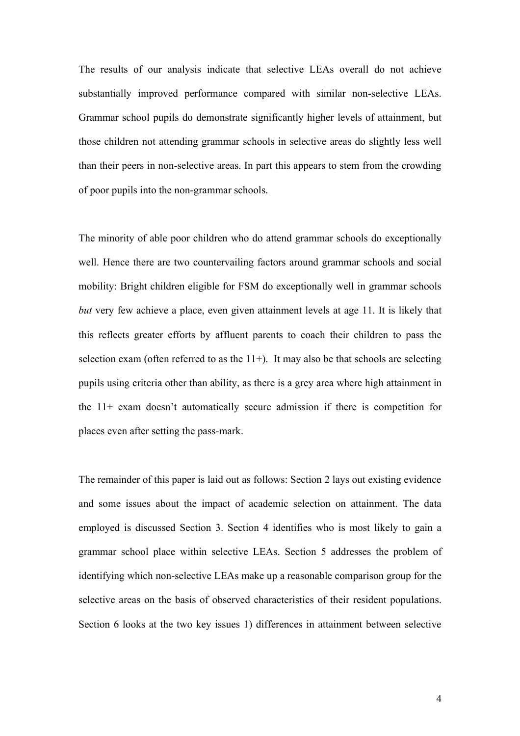The results of our analysis indicate that selective LEAs overall do not achieve substantially improved performance compared with similar non-selective LEAs. Grammar school pupils do demonstrate significantly higher levels of attainment, but those children not attending grammar schools in selective areas do slightly less well than their peers in non-selective areas. In part this appears to stem from the crowding of poor pupils into the non-grammar schools.

The minority of able poor children who do attend grammar schools do exceptionally well. Hence there are two countervailing factors around grammar schools and social mobility: Bright children eligible for FSM do exceptionally well in grammar schools *but* very few achieve a place, even given attainment levels at age 11. It is likely that this reflects greater efforts by affluent parents to coach their children to pass the selection exam (often referred to as the 11+). It may also be that schools are selecting pupils using criteria other than ability, as there is a grey area where high attainment in the 11+ exam doesn't automatically secure admission if there is competition for places even after setting the pass-mark.

The remainder of this paper is laid out as follows: Section 2 lays out existing evidence and some issues about the impact of academic selection on attainment. The data employed is discussed Section 3. Section 4 identifies who is most likely to gain a grammar school place within selective LEAs. Section 5 addresses the problem of identifying which non-selective LEAs make up a reasonable comparison group for the selective areas on the basis of observed characteristics of their resident populations. Section 6 looks at the two key issues 1) differences in attainment between selective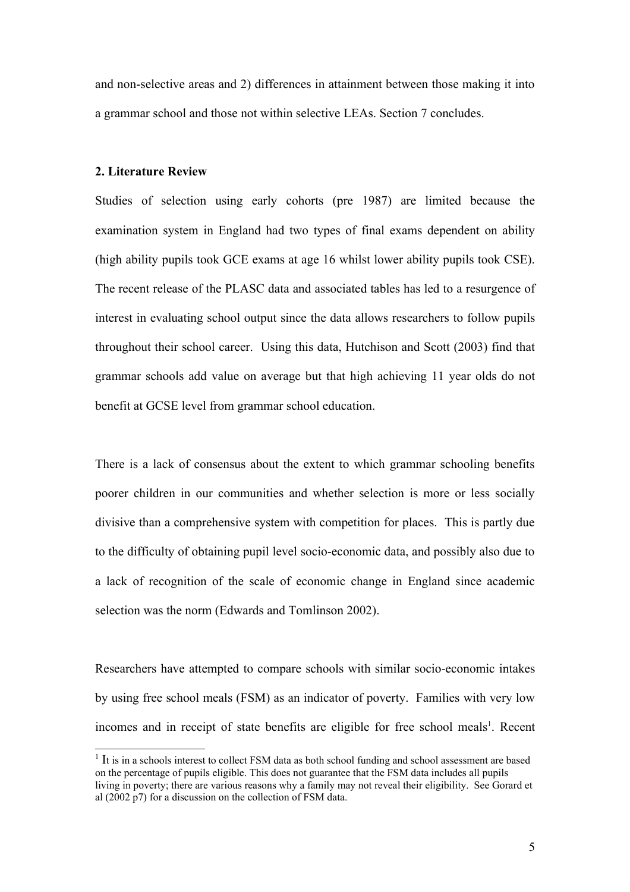and non-selective areas and 2) differences in attainment between those making it into a grammar school and those not within selective LEAs. Section 7 concludes.

## 2. Literature Review

Studies of selection using early cohorts (pre 1987) are limited because the examination system in England had two types of final exams dependent on ability (high ability pupils took GCE exams at age 16 whilst lower ability pupils took CSE). The recent release of the PLASC data and associated tables has led to a resurgence of interest in evaluating school output since the data allows researchers to follow pupils throughout their school career. Using this data, Hutchison and Scott (2003) find that grammar schools add value on average but that high achieving 11 year olds do not benefit at GCSE level from grammar school education.

There is a lack of consensus about the extent to which grammar schooling benefits poorer children in our communities and whether selection is more or less socially divisive than a comprehensive system with competition for places. This is partly due to the difficulty of obtaining pupil level socio-economic data, and possibly also due to a lack of recognition of the scale of economic change in England since academic selection was the norm (Edwards and Tomlinson 2002).

Researchers have attempted to compare schools with similar socio-economic intakes by using free school meals (FSM) as an indicator of poverty. Families with very low incomes and in receipt of state benefits are eligible for free school meals[1]. Recent

[1] It is in a schools interest to collect FSM data as both school funding and school assessment are based on the percentage of pupils eligible. This does not guarantee that the FSM data includes all pupils living in poverty; there are various reasons why a family may not reveal their eligibility. See Gorard et al (2002 p7) for a discussion on the collection of FSM data.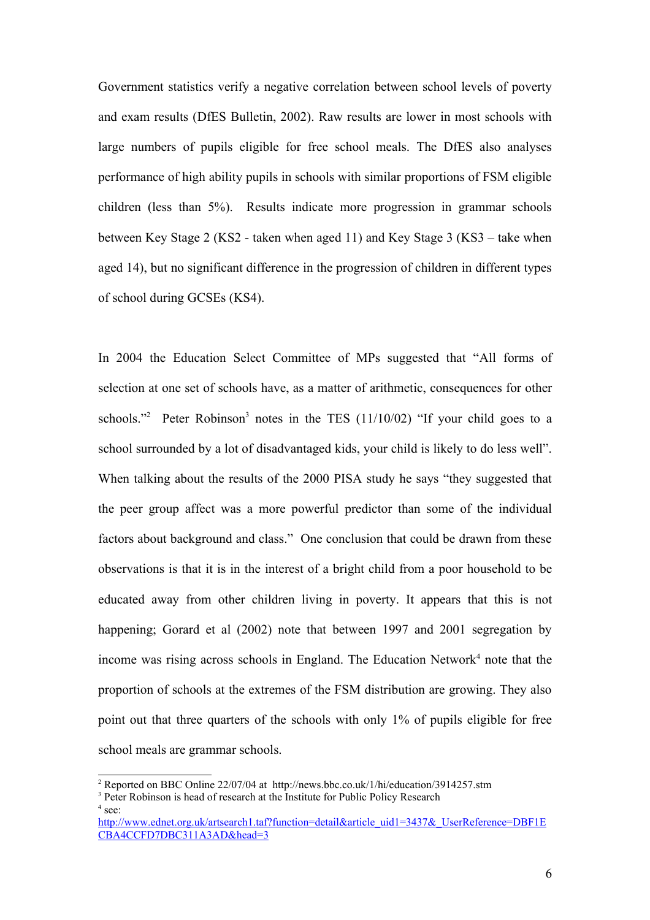Government statistics verify a negative correlation between school levels of poverty and exam results (DfES Bulletin, 2002). Raw results are lower in most schools with large numbers of pupils eligible for free school meals. The DfES also analyses performance of high ability pupils in schools with similar proportions of FSM eligible children (less than 5%). Results indicate more progression in grammar schools between Key Stage 2 (KS2 - taken when aged 11) and Key Stage 3 (KS3 – take when aged 14), but no significant difference in the progression of children in different types of school during GCSEs (KS4).

In 2004 the Education Select Committee of MPs suggested that "All forms of selection at one set of schools have, as a matter of arithmetic, consequences for other schools."[2] Peter Robinson[3] notes in the TES (11/10/02) "If your child goes to a school surrounded by a lot of disadvantaged kids, your child is likely to do less well". When talking about the results of the 2000 PISA study he says "they suggested that the peer group affect was a more powerful predictor than some of the individual factors about background and class." One conclusion that could be drawn from these observations is that it is in the interest of a bright child from a poor household to be educated away from other children living in poverty. It appears that this is not happening; Gorard et al (2002) note that between 1997 and 2001 segregation by income was rising across schools in England. The Education Network[4] note that the proportion of schools at the extremes of the FSM distribution are growing. They also point out that three quarters of the schools with only 1% of pupils eligible for free school meals are grammar schools.

---

[2] Reported on BBC Online 22/07/04 at http://news.bbc.co.uk/1/hi/education/3914257.stm

[3] Peter Robinson is head of research at the Institute for Public Policy Research

[4] see: http://www.ednet.org.uk/artsearch1.taf?function=detail&article_uid1=3437&_UserReference=DBF1ECBA4CCFD7DBC311A3AD&head=3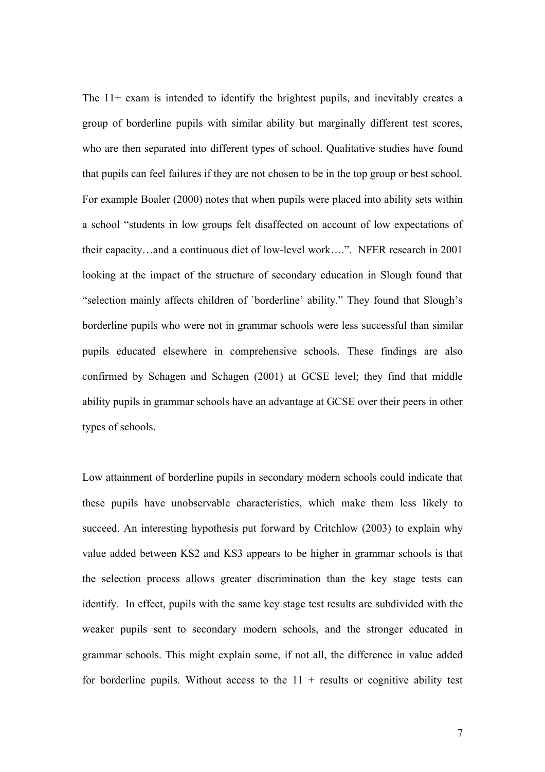The 11+ exam is intended to identify the brightest pupils, and inevitably creates a group of borderline pupils with similar ability but marginally different test scores, who are then separated into different types of school. Qualitative studies have found that pupils can feel failures if they are not chosen to be in the top group or best school. For example Boaler (2000) notes that when pupils were placed into ability sets within a school "students in low groups felt disaffected on account of low expectations of their capacity…and a continuous diet of low-level work….". NFER research in 2001 looking at the impact of the structure of secondary education in Slough found that "selection mainly affects children of `borderline' ability." They found that Slough's borderline pupils who were not in grammar schools were less successful than similar pupils educated elsewhere in comprehensive schools. These findings are also confirmed by Schagen and Schagen (2001) at GCSE level; they find that middle ability pupils in grammar schools have an advantage at GCSE over their peers in other types of schools.

Low attainment of borderline pupils in secondary modern schools could indicate that these pupils have unobservable characteristics, which make them less likely to succeed. An interesting hypothesis put forward by Critchlow (2003) to explain why value added between KS2 and KS3 appears to be higher in grammar schools is that the selection process allows greater discrimination than the key stage tests can identify. In effect, pupils with the same key stage test results are subdivided with the weaker pupils sent to secondary modern schools, and the stronger educated in grammar schools. This might explain some, if not all, the difference in value added for borderline pupils. Without access to the 11 + results or cognitive ability test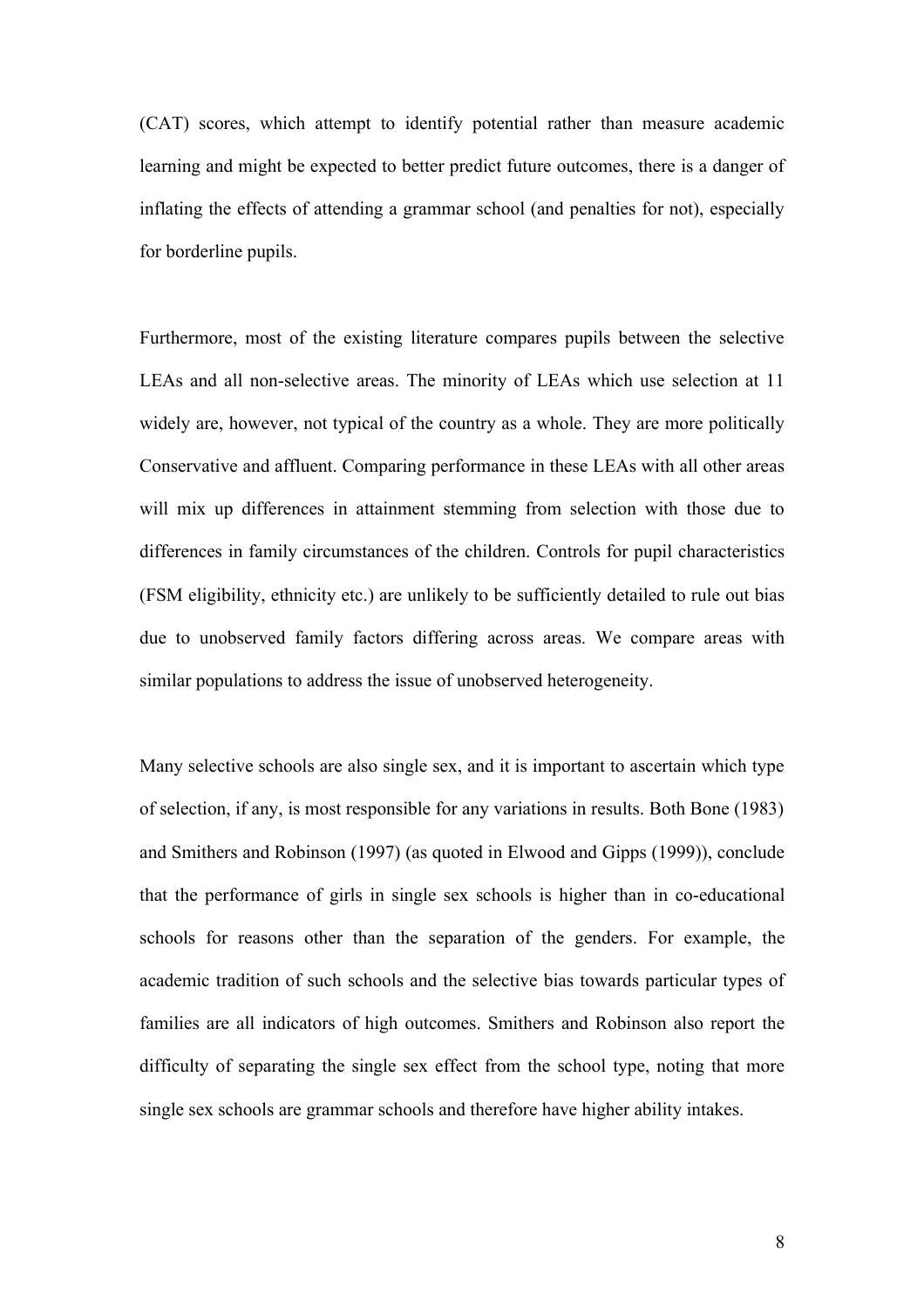(CAT) scores, which attempt to identify potential rather than measure academic learning and might be expected to better predict future outcomes, there is a danger of inflating the effects of attending a grammar school (and penalties for not), especially for borderline pupils.

Furthermore, most of the existing literature compares pupils between the selective LEAs and all non-selective areas. The minority of LEAs which use selection at 11 widely are, however, not typical of the country as a whole. They are more politically Conservative and affluent. Comparing performance in these LEAs with all other areas will mix up differences in attainment stemming from selection with those due to differences in family circumstances of the children. Controls for pupil characteristics (FSM eligibility, ethnicity etc.) are unlikely to be sufficiently detailed to rule out bias due to unobserved family factors differing across areas. We compare areas with similar populations to address the issue of unobserved heterogeneity.

Many selective schools are also single sex, and it is important to ascertain which type of selection, if any, is most responsible for any variations in results. Both Bone (1983) and Smithers and Robinson (1997) (as quoted in Elwood and Gipps (1999)), conclude that the performance of girls in single sex schools is higher than in co-educational schools for reasons other than the separation of the genders. For example, the academic tradition of such schools and the selective bias towards particular types of families are all indicators of high outcomes. Smithers and Robinson also report the difficulty of separating the single sex effect from the school type, noting that more single sex schools are grammar schools and therefore have higher ability intakes.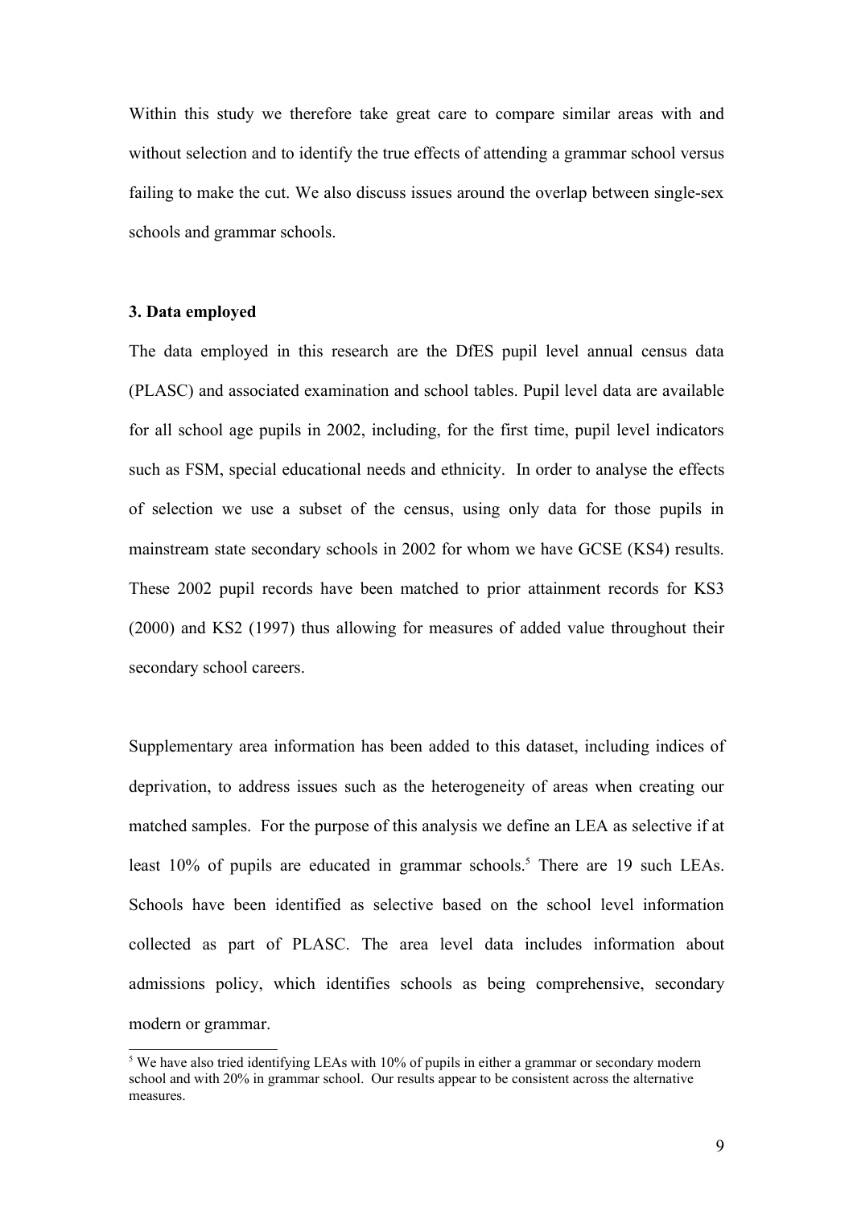Within this study we therefore take great care to compare similar areas with and without selection and to identify the true effects of attending a grammar school versus failing to make the cut. We also discuss issues around the overlap between single-sex schools and grammar schools.

### 3. Data employed

The data employed in this research are the DfES pupil level annual census data (PLASC) and associated examination and school tables. Pupil level data are available for all school age pupils in 2002, including, for the first time, pupil level indicators such as FSM, special educational needs and ethnicity. In order to analyse the effects of selection we use a subset of the census, using only data for those pupils in mainstream state secondary schools in 2002 for whom we have GCSE (KS4) results. These 2002 pupil records have been matched to prior attainment records for KS3 (2000) and KS2 (1997) thus allowing for measures of added value throughout their secondary school careers.

Supplementary area information has been added to this dataset, including indices of deprivation, to address issues such as the heterogeneity of areas when creating our matched samples. For the purpose of this analysis we define an LEA as selective if at least 10% of pupils are educated in grammar schools.[5] There are 19 such LEAs. Schools have been identified as selective based on the school level information collected as part of PLASC. The area level data includes information about admissions policy, which identifies schools as being comprehensive, secondary modern or grammar.

[5] We have also tried identifying LEAs with 10% of pupils in either a grammar or secondary modern school and with 20% in grammar school. Our results appear to be consistent across the alternative measures.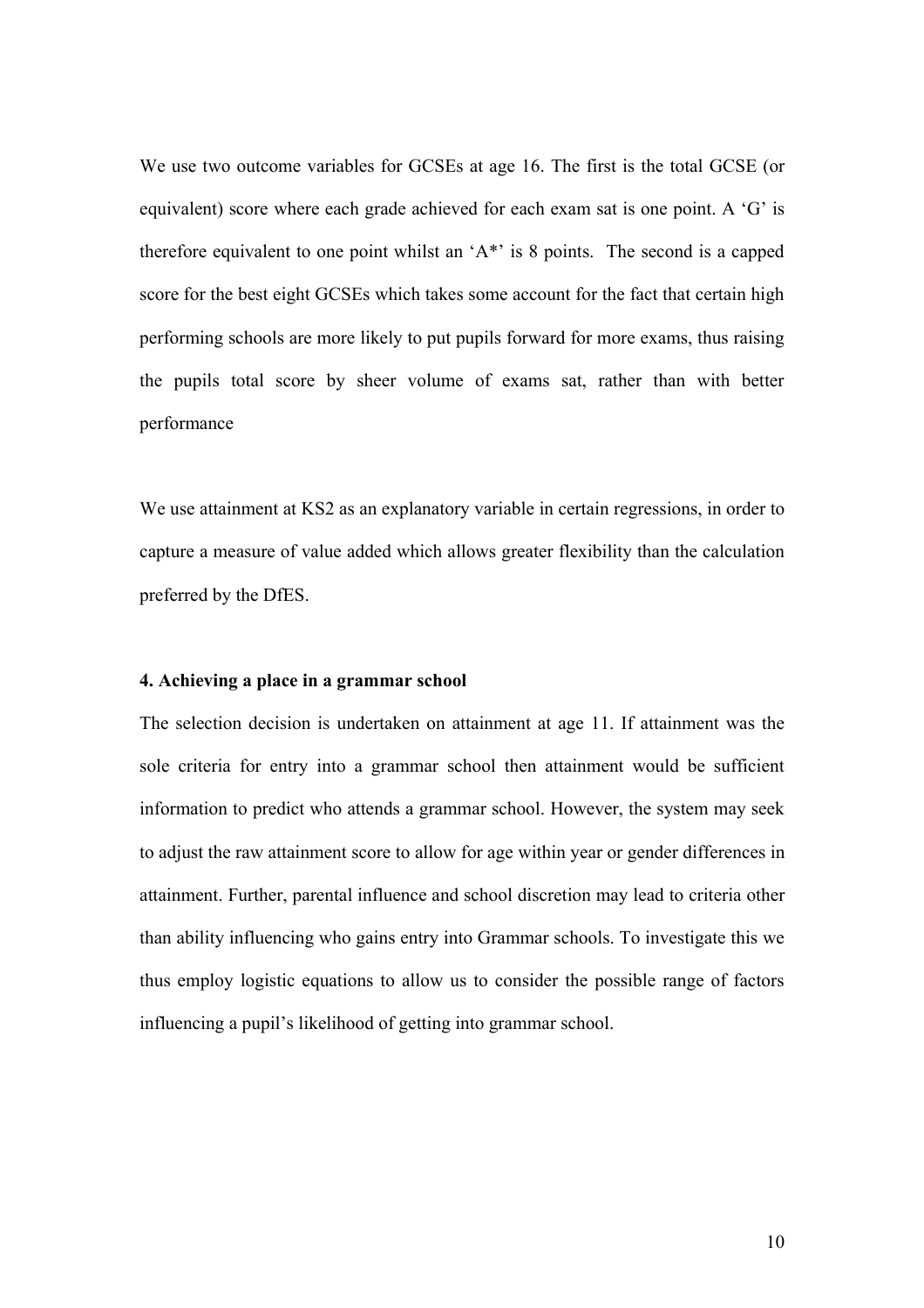We use two outcome variables for GCSEs at age 16. The first is the total GCSE (or equivalent) score where each grade achieved for each exam sat is one point. A 'G' is therefore equivalent to one point whilst an 'A*' is 8 points.  The second is a capped score for the best eight GCSEs which takes some account for the fact that certain high performing schools are more likely to put pupils forward for more exams, thus raising the pupils total score by sheer volume of exams sat, rather than with better performance

We use attainment at KS2 as an explanatory variable in certain regressions, in order to capture a measure of value added which allows greater flexibility than the calculation preferred by the DfES.

**4. Achieving a place in a grammar school**

The selection decision is undertaken on attainment at age 11. If attainment was the sole criteria for entry into a grammar school then attainment would be sufficient information to predict who attends a grammar school. However, the system may seek to adjust the raw attainment score to allow for age within year or gender differences in attainment. Further, parental influence and school discretion may lead to criteria other than ability influencing who gains entry into Grammar schools. To investigate this we thus employ logistic equations to allow us to consider the possible range of factors influencing a pupil's likelihood of getting into grammar school.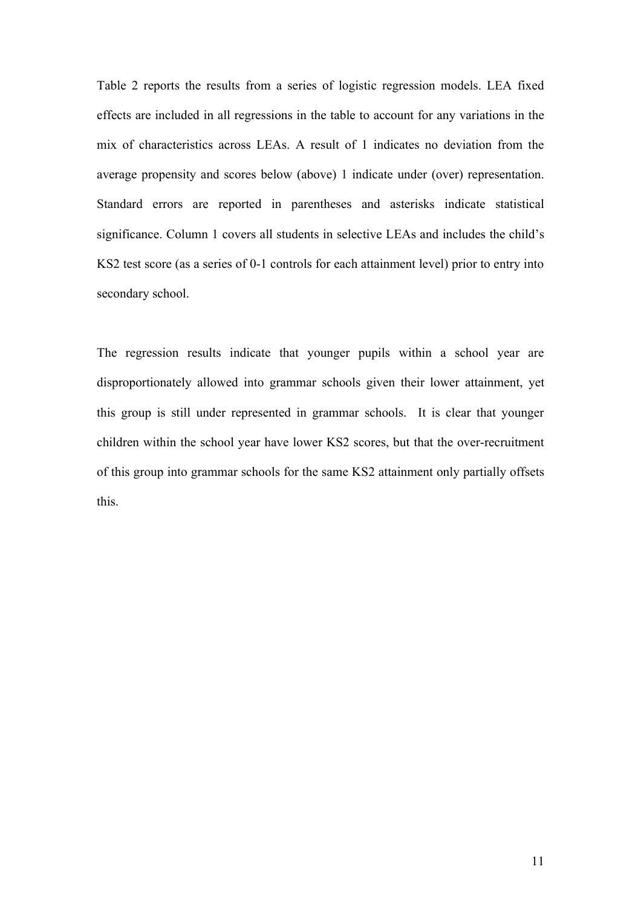Table 2 reports the results from a series of logistic regression models. LEA fixed effects are included in all regressions in the table to account for any variations in the mix of characteristics across LEAs. A result of 1 indicates no deviation from the average propensity and scores below (above) 1 indicate under (over) representation. Standard errors are reported in parentheses and asterisks indicate statistical significance. Column 1 covers all students in selective LEAs and includes the child's KS2 test score (as a series of 0-1 controls for each attainment level) prior to entry into secondary school.

The regression results indicate that younger pupils within a school year are disproportionately allowed into grammar schools given their lower attainment, yet this group is still under represented in grammar schools. It is clear that younger children within the school year have lower KS2 scores, but that the over-recruitment of this group into grammar schools for the same KS2 attainment only partially offsets this.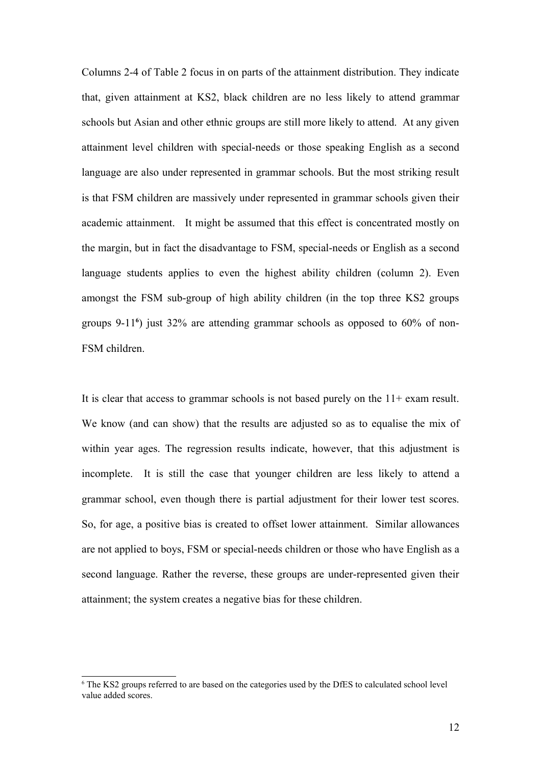Columns 2-4 of Table 2 focus in on parts of the attainment distribution. They indicate that, given attainment at KS2, black children are no less likely to attend grammar schools but Asian and other ethnic groups are still more likely to attend. At any given attainment level children with special-needs or those speaking English as a second language are also under represented in grammar schools. But the most striking result is that FSM children are massively under represented in grammar schools given their academic attainment. It might be assumed that this effect is concentrated mostly on the margin, but in fact the disadvantage to FSM, special-needs or English as a second language students applies to even the highest ability children (column 2). Even amongst the FSM sub-group of high ability children (in the top three KS2 groups groups 9-11[6]) just 32% are attending grammar schools as opposed to 60% of non-FSM children.

It is clear that access to grammar schools is not based purely on the 11+ exam result. We know (and can show) that the results are adjusted so as to equalise the mix of within year ages. The regression results indicate, however, that this adjustment is incomplete. It is still the case that younger children are less likely to attend a grammar school, even though there is partial adjustment for their lower test scores. So, for age, a positive bias is created to offset lower attainment. Similar allowances are not applied to boys, FSM or special-needs children or those who have English as a second language. Rather the reverse, these groups are under-represented given their attainment; the system creates a negative bias for these children.

[6] The KS2 groups referred to are based on the categories used by the DfES to calculated school level value added scores.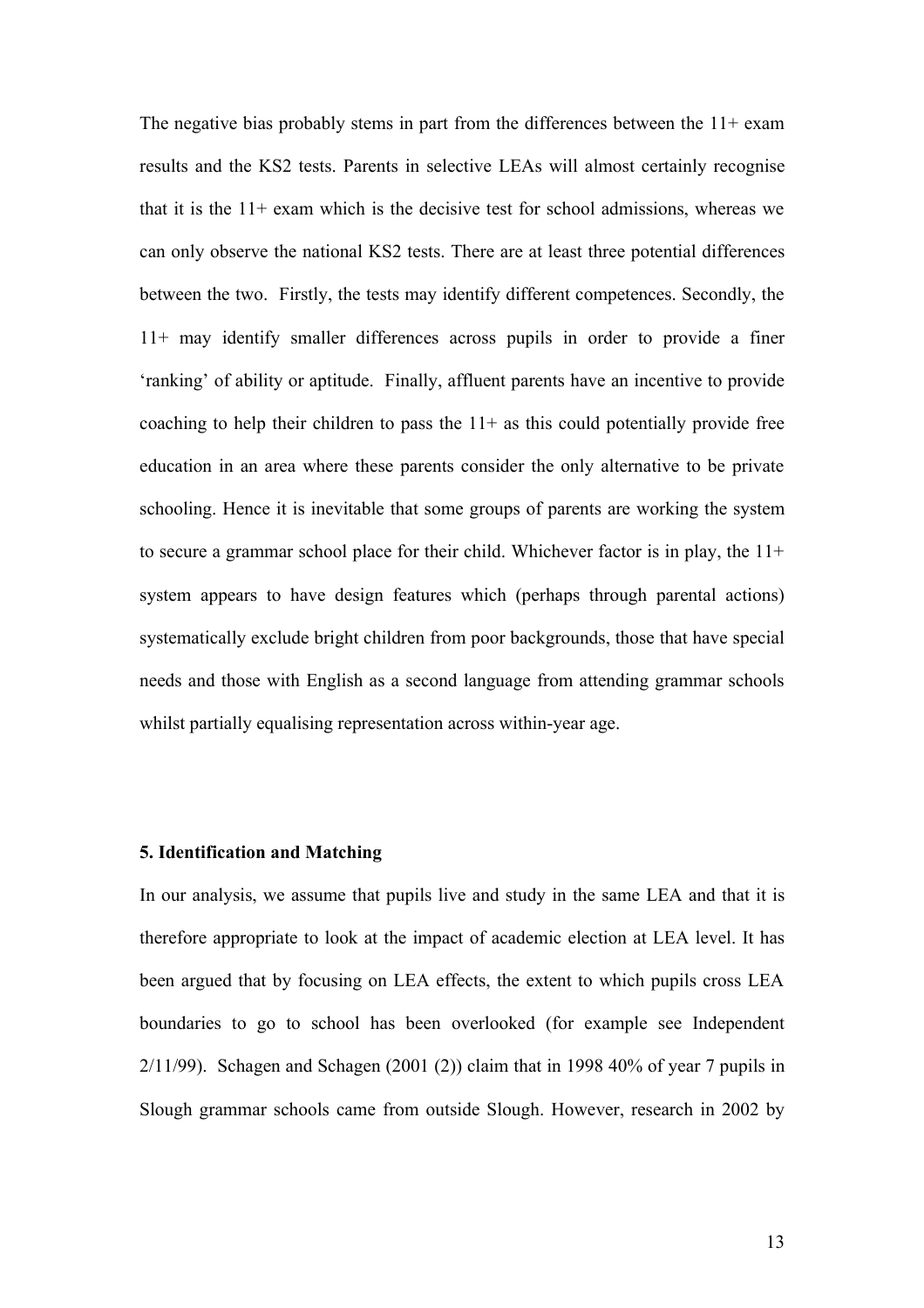The negative bias probably stems in part from the differences between the 11+ exam results and the KS2 tests. Parents in selective LEAs will almost certainly recognise that it is the 11+ exam which is the decisive test for school admissions, whereas we can only observe the national KS2 tests. There are at least three potential differences between the two. Firstly, the tests may identify different competences. Secondly, the 11+ may identify smaller differences across pupils in order to provide a finer 'ranking' of ability or aptitude. Finally, affluent parents have an incentive to provide coaching to help their children to pass the 11+ as this could potentially provide free education in an area where these parents consider the only alternative to be private schooling. Hence it is inevitable that some groups of parents are working the system to secure a grammar school place for their child. Whichever factor is in play, the 11+ system appears to have design features which (perhaps through parental actions) systematically exclude bright children from poor backgrounds, those that have special needs and those with English as a second language from attending grammar schools whilst partially equalising representation across within-year age.

**5. Identification and Matching**

In our analysis, we assume that pupils live and study in the same LEA and that it is therefore appropriate to look at the impact of academic election at LEA level. It has been argued that by focusing on LEA effects, the extent to which pupils cross LEA boundaries to go to school has been overlooked (for example see Independent 2/11/99). Schagen and Schagen (2001 (2)) claim that in 1998 40% of year 7 pupils in Slough grammar schools came from outside Slough. However, research in 2002 by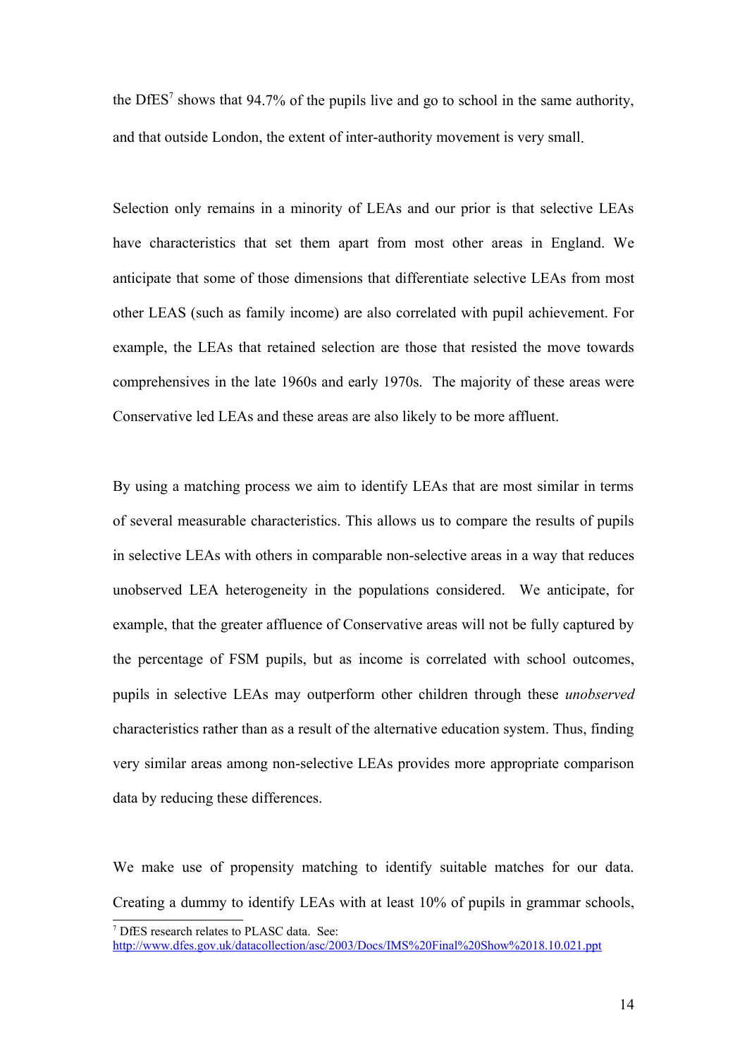the DfES[7] shows that 94.7% of the pupils live and go to school in the same authority, and that outside London, the extent of inter-authority movement is very small.

Selection only remains in a minority of LEAs and our prior is that selective LEAs have characteristics that set them apart from most other areas in England. We anticipate that some of those dimensions that differentiate selective LEAs from most other LEAS (such as family income) are also correlated with pupil achievement. For example, the LEAs that retained selection are those that resisted the move towards comprehensives in the late 1960s and early 1970s. The majority of these areas were Conservative led LEAs and these areas are also likely to be more affluent.

By using a matching process we aim to identify LEAs that are most similar in terms of several measurable characteristics. This allows us to compare the results of pupils in selective LEAs with others in comparable non-selective areas in a way that reduces unobserved LEA heterogeneity in the populations considered. We anticipate, for example, that the greater affluence of Conservative areas will not be fully captured by the percentage of FSM pupils, but as income is correlated with school outcomes, pupils in selective LEAs may outperform other children through these *unobserved* characteristics rather than as a result of the alternative education system. Thus, finding very similar areas among non-selective LEAs provides more appropriate comparison data by reducing these differences.

We make use of propensity matching to identify suitable matches for our data. Creating a dummy to identify LEAs with at least 10% of pupils in grammar schools,

[7] DfES research relates to PLASC data. See: http://www.dfes.gov.uk/datacollection/asc/2003/Docs/IMS%20Final%20Show%2018.10.021.ppt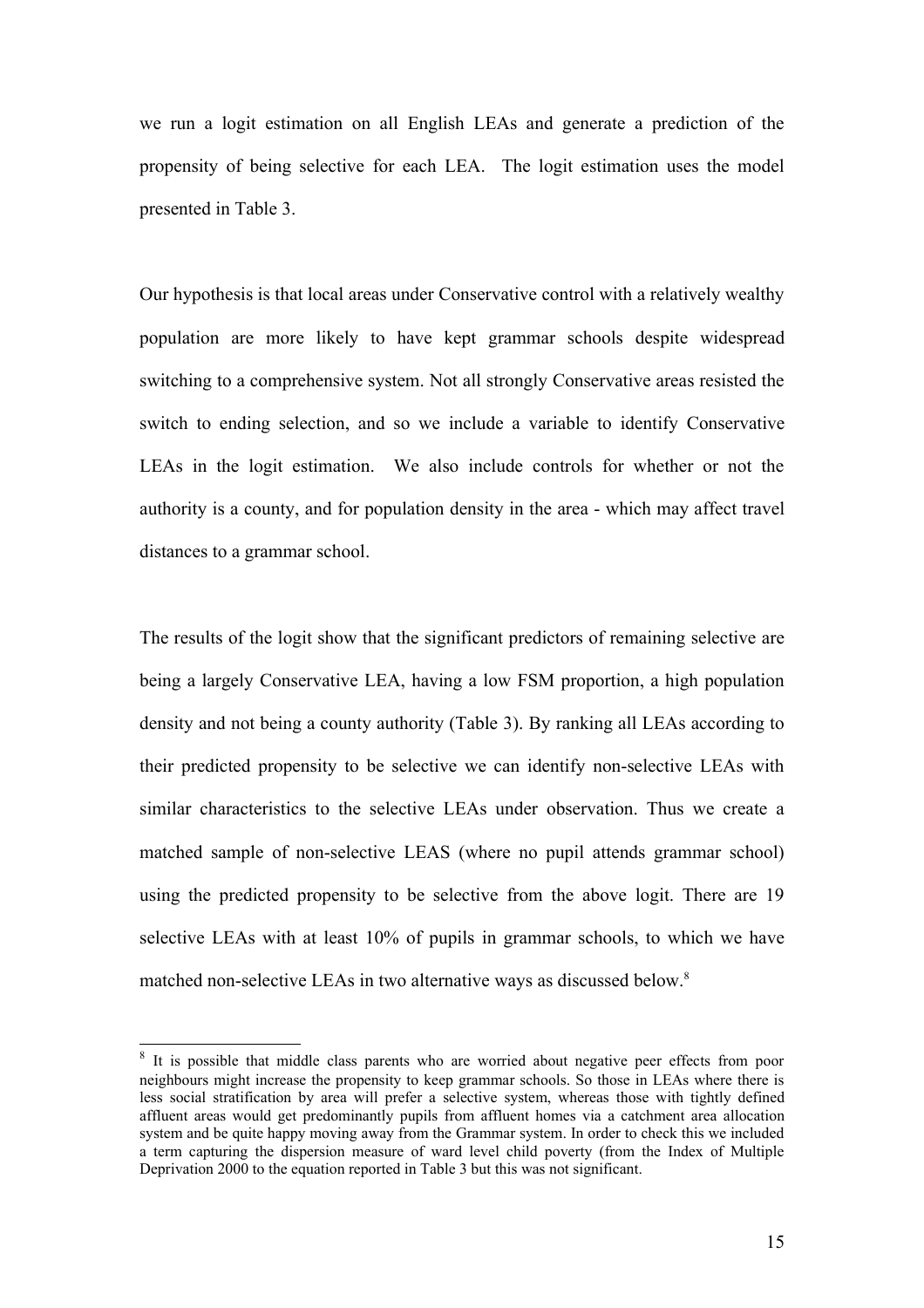we run a logit estimation on all English LEAs and generate a prediction of the propensity of being selective for each LEA. The logit estimation uses the model presented in Table 3.

Our hypothesis is that local areas under Conservative control with a relatively wealthy population are more likely to have kept grammar schools despite widespread switching to a comprehensive system. Not all strongly Conservative areas resisted the switch to ending selection, and so we include a variable to identify Conservative LEAs in the logit estimation. We also include controls for whether or not the authority is a county, and for population density in the area - which may affect travel distances to a grammar school.

The results of the logit show that the significant predictors of remaining selective are being a largely Conservative LEA, having a low FSM proportion, a high population density and not being a county authority (Table 3). By ranking all LEAs according to their predicted propensity to be selective we can identify non-selective LEAs with similar characteristics to the selective LEAs under observation. Thus we create a matched sample of non-selective LEAS (where no pupil attends grammar school) using the predicted propensity to be selective from the above logit. There are 19 selective LEAs with at least 10% of pupils in grammar schools, to which we have matched non-selective LEAs in two alternative ways as discussed below.[8]

---

[8] It is possible that middle class parents who are worried about negative peer effects from poor neighbours might increase the propensity to keep grammar schools. So those in LEAs where there is less social stratification by area will prefer a selective system, whereas those with tightly defined affluent areas would get predominantly pupils from affluent homes via a catchment area allocation system and be quite happy moving away from the Grammar system. In order to check this we included a term capturing the dispersion measure of ward level child poverty (from the Index of Multiple Deprivation 2000 to the equation reported in Table 3 but this was not significant.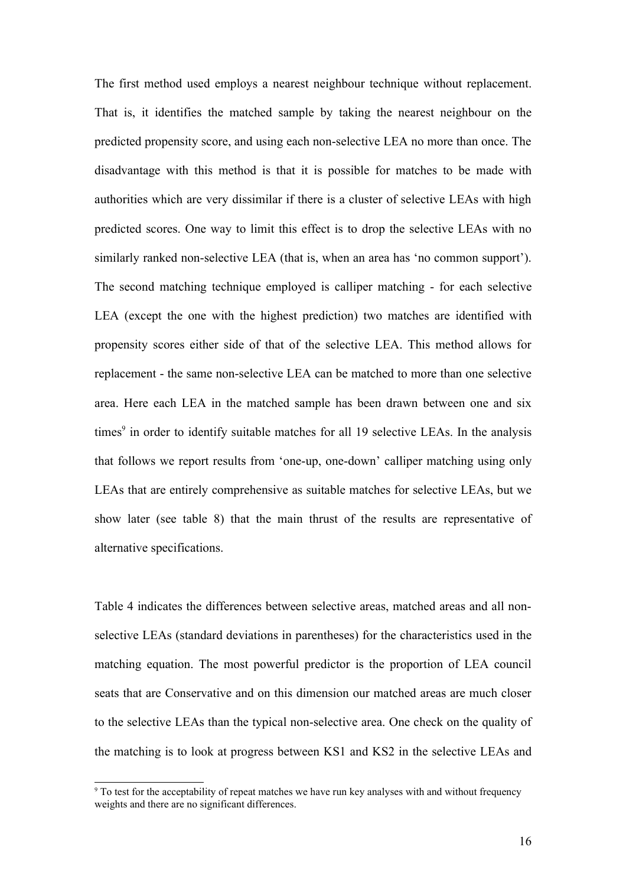The first method used employs a nearest neighbour technique without replacement. That is, it identifies the matched sample by taking the nearest neighbour on the predicted propensity score, and using each non-selective LEA no more than once. The disadvantage with this method is that it is possible for matches to be made with authorities which are very dissimilar if there is a cluster of selective LEAs with high predicted scores. One way to limit this effect is to drop the selective LEAs with no similarly ranked non-selective LEA (that is, when an area has 'no common support'). The second matching technique employed is calliper matching - for each selective LEA (except the one with the highest prediction) two matches are identified with propensity scores either side of that of the selective LEA. This method allows for replacement - the same non-selective LEA can be matched to more than one selective area. Here each LEA in the matched sample has been drawn between one and six times[9] in order to identify suitable matches for all 19 selective LEAs. In the analysis that follows we report results from 'one-up, one-down' calliper matching using only LEAs that are entirely comprehensive as suitable matches for selective LEAs, but we show later (see table 8) that the main thrust of the results are representative of alternative specifications.

Table 4 indicates the differences between selective areas, matched areas and all non-selective LEAs (standard deviations in parentheses) for the characteristics used in the matching equation. The most powerful predictor is the proportion of LEA council seats that are Conservative and on this dimension our matched areas are much closer to the selective LEAs than the typical non-selective area. One check on the quality of the matching is to look at progress between KS1 and KS2 in the selective LEAs and

[9] To test for the acceptability of repeat matches we have run key analyses with and without frequency weights and there are no significant differences.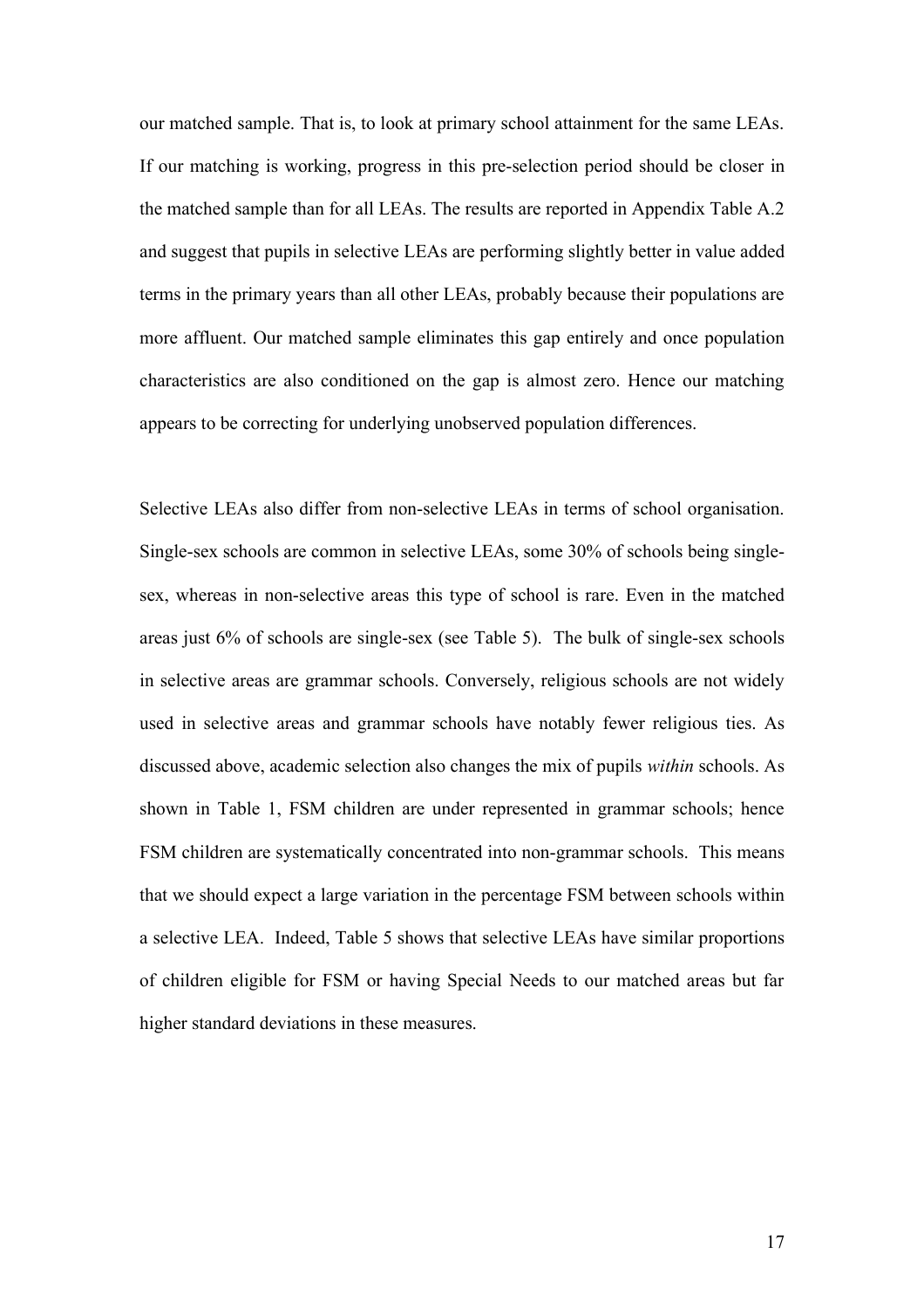our matched sample. That is, to look at primary school attainment for the same LEAs. If our matching is working, progress in this pre-selection period should be closer in the matched sample than for all LEAs. The results are reported in Appendix Table A.2 and suggest that pupils in selective LEAs are performing slightly better in value added terms in the primary years than all other LEAs, probably because their populations are more affluent. Our matched sample eliminates this gap entirely and once population characteristics are also conditioned on the gap is almost zero. Hence our matching appears to be correcting for underlying unobserved population differences.

Selective LEAs also differ from non-selective LEAs in terms of school organisation. Single-sex schools are common in selective LEAs, some 30% of schools being single-sex, whereas in non-selective areas this type of school is rare. Even in the matched areas just 6% of schools are single-sex (see Table 5). The bulk of single-sex schools in selective areas are grammar schools. Conversely, religious schools are not widely used in selective areas and grammar schools have notably fewer religious ties. As discussed above, academic selection also changes the mix of pupils *within* schools. As shown in Table 1, FSM children are under represented in grammar schools; hence FSM children are systematically concentrated into non-grammar schools. This means that we should expect a large variation in the percentage FSM between schools within a selective LEA. Indeed, Table 5 shows that selective LEAs have similar proportions of children eligible for FSM or having Special Needs to our matched areas but far higher standard deviations in these measures.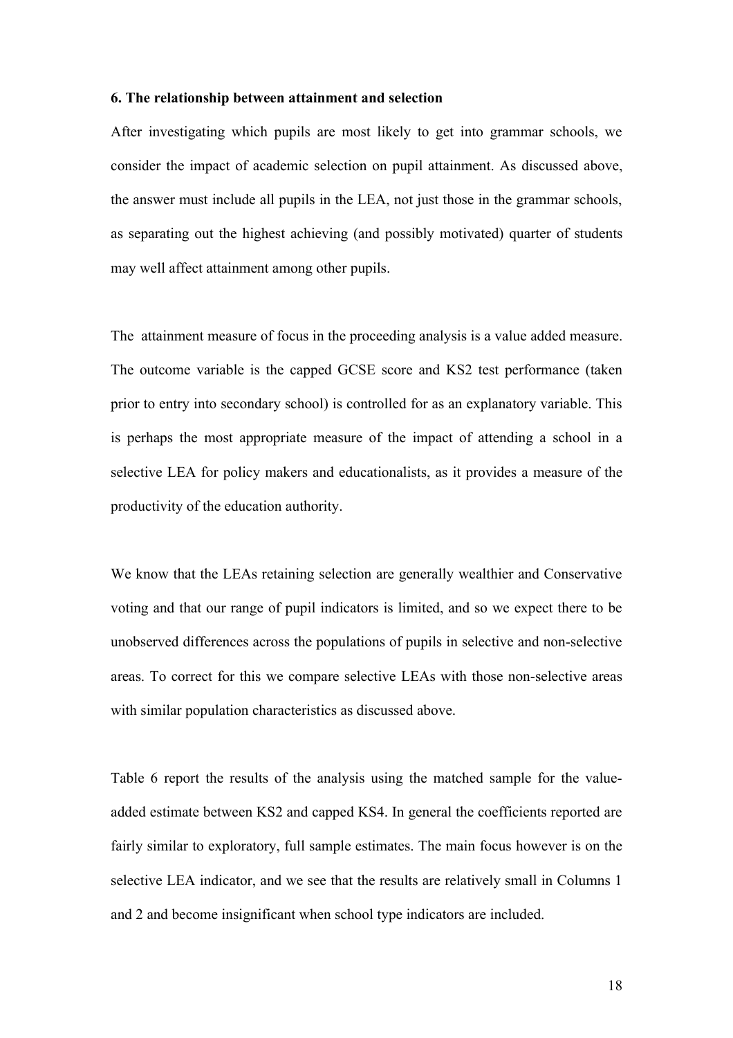**6. The relationship between attainment and selection**

After investigating which pupils are most likely to get into grammar schools, we consider the impact of academic selection on pupil attainment. As discussed above, the answer must include all pupils in the LEA, not just those in the grammar schools, as separating out the highest achieving (and possibly motivated) quarter of students may well affect attainment among other pupils.

The attainment measure of focus in the proceeding analysis is a value added measure. The outcome variable is the capped GCSE score and KS2 test performance (taken prior to entry into secondary school) is controlled for as an explanatory variable. This is perhaps the most appropriate measure of the impact of attending a school in a selective LEA for policy makers and educationalists, as it provides a measure of the productivity of the education authority.

We know that the LEAs retaining selection are generally wealthier and Conservative voting and that our range of pupil indicators is limited, and so we expect there to be unobserved differences across the populations of pupils in selective and non-selective areas. To correct for this we compare selective LEAs with those non-selective areas with similar population characteristics as discussed above.

Table 6 report the results of the analysis using the matched sample for the value-added estimate between KS2 and capped KS4. In general the coefficients reported are fairly similar to exploratory, full sample estimates. The main focus however is on the selective LEA indicator, and we see that the results are relatively small in Columns 1 and 2 and become insignificant when school type indicators are included.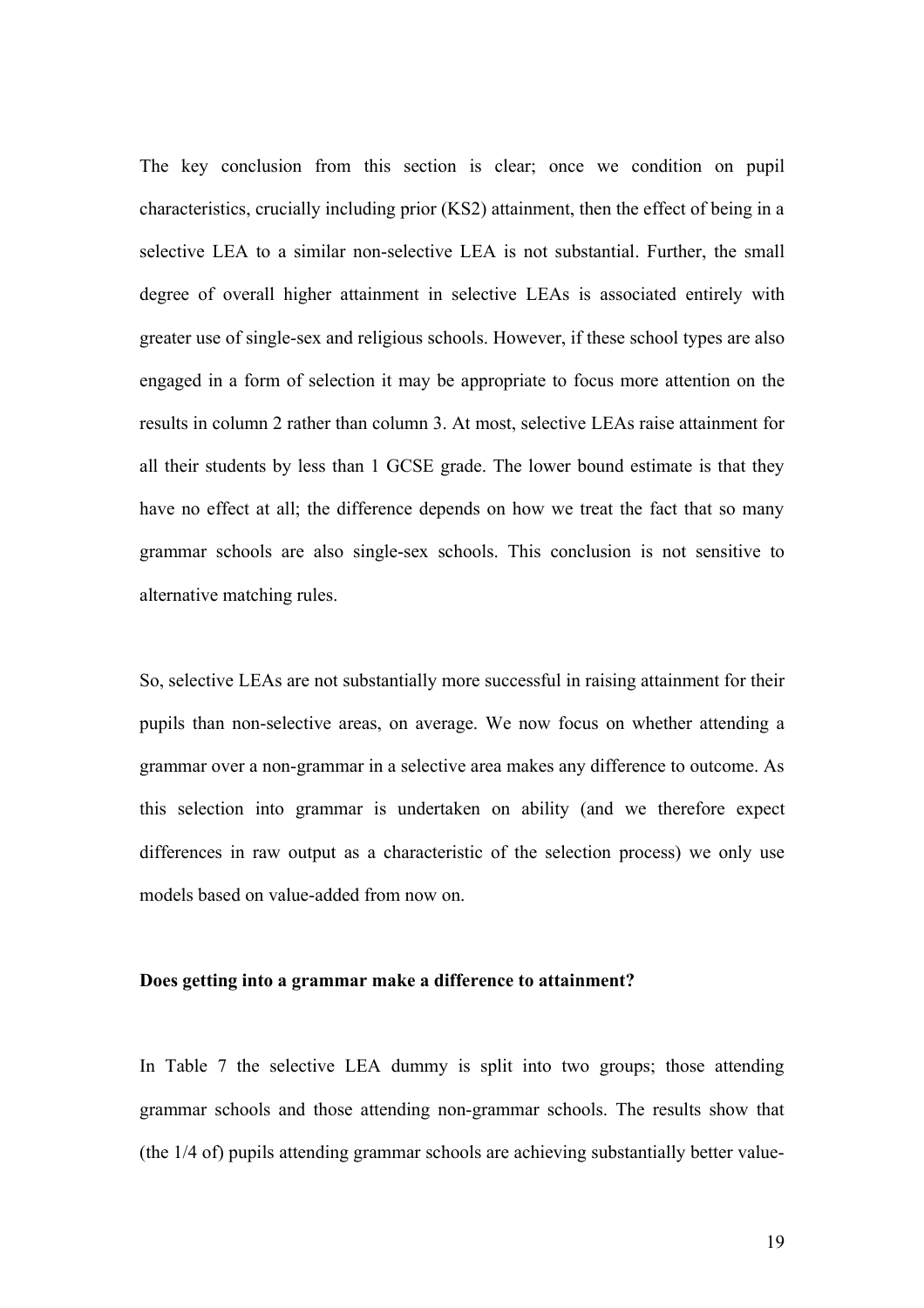The key conclusion from this section is clear; once we condition on pupil characteristics, crucially including prior (KS2) attainment, then the effect of being in a selective LEA to a similar non-selective LEA is not substantial. Further, the small degree of overall higher attainment in selective LEAs is associated entirely with greater use of single-sex and religious schools. However, if these school types are also engaged in a form of selection it may be appropriate to focus more attention on the results in column 2 rather than column 3. At most, selective LEAs raise attainment for all their students by less than 1 GCSE grade. The lower bound estimate is that they have no effect at all; the difference depends on how we treat the fact that so many grammar schools are also single-sex schools. This conclusion is not sensitive to alternative matching rules.

So, selective LEAs are not substantially more successful in raising attainment for their pupils than non-selective areas, on average. We now focus on whether attending a grammar over a non-grammar in a selective area makes any difference to outcome. As this selection into grammar is undertaken on ability (and we therefore expect differences in raw output as a characteristic of the selection process) we only use models based on value-added from now on.

**Does getting into a grammar make a difference to attainment?**

In Table 7 the selective LEA dummy is split into two groups; those attending grammar schools and those attending non-grammar schools. The results show that (the 1/4 of) pupils attending grammar schools are achieving substantially better value-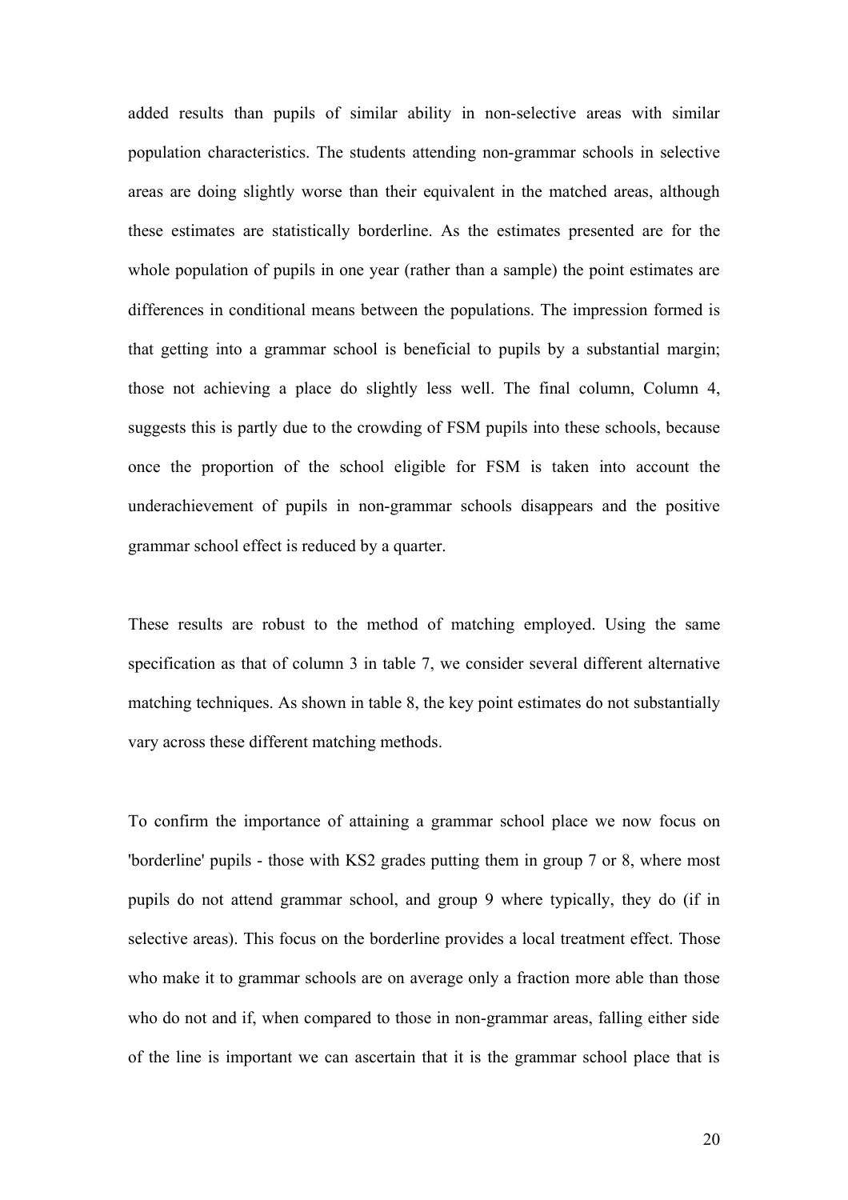added results than pupils of similar ability in non-selective areas with similar population characteristics. The students attending non-grammar schools in selective areas are doing slightly worse than their equivalent in the matched areas, although these estimates are statistically borderline. As the estimates presented are for the whole population of pupils in one year (rather than a sample) the point estimates are differences in conditional means between the populations. The impression formed is that getting into a grammar school is beneficial to pupils by a substantial margin; those not achieving a place do slightly less well. The final column, Column 4, suggests this is partly due to the crowding of FSM pupils into these schools, because once the proportion of the school eligible for FSM is taken into account the underachievement of pupils in non-grammar schools disappears and the positive grammar school effect is reduced by a quarter.

These results are robust to the method of matching employed. Using the same specification as that of column 3 in table 7, we consider several different alternative matching techniques. As shown in table 8, the key point estimates do not substantially vary across these different matching methods.

To confirm the importance of attaining a grammar school place we now focus on 'borderline' pupils - those with KS2 grades putting them in group 7 or 8, where most pupils do not attend grammar school, and group 9 where typically, they do (if in selective areas). This focus on the borderline provides a local treatment effect. Those who make it to grammar schools are on average only a fraction more able than those who do not and if, when compared to those in non-grammar areas, falling either side of the line is important we can ascertain that it is the grammar school place that is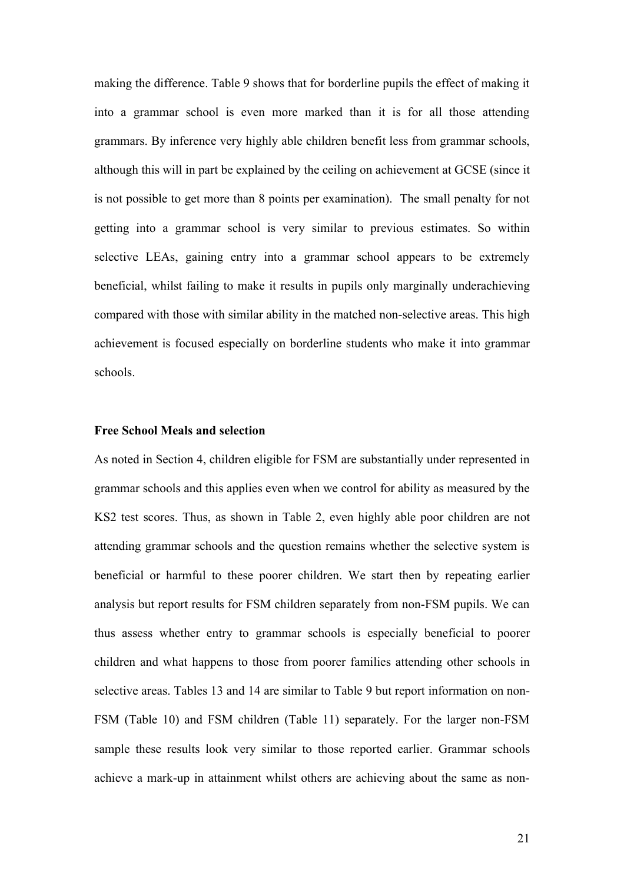making the difference. Table 9 shows that for borderline pupils the effect of making it into a grammar school is even more marked than it is for all those attending grammars. By inference very highly able children benefit less from grammar schools, although this will in part be explained by the ceiling on achievement at GCSE (since it is not possible to get more than 8 points per examination). The small penalty for not getting into a grammar school is very similar to previous estimates. So within selective LEAs, gaining entry into a grammar school appears to be extremely beneficial, whilst failing to make it results in pupils only marginally underachieving compared with those with similar ability in the matched non-selective areas. This high achievement is focused especially on borderline students who make it into grammar schools.

**Free School Meals and selection**

As noted in Section 4, children eligible for FSM are substantially under represented in grammar schools and this applies even when we control for ability as measured by the KS2 test scores. Thus, as shown in Table 2, even highly able poor children are not attending grammar schools and the question remains whether the selective system is beneficial or harmful to these poorer children. We start then by repeating earlier analysis but report results for FSM children separately from non-FSM pupils. We can thus assess whether entry to grammar schools is especially beneficial to poorer children and what happens to those from poorer families attending other schools in selective areas. Tables 13 and 14 are similar to Table 9 but report information on non-FSM (Table 10) and FSM children (Table 11) separately. For the larger non-FSM sample these results look very similar to those reported earlier. Grammar schools achieve a mark-up in attainment whilst others are achieving about the same as non-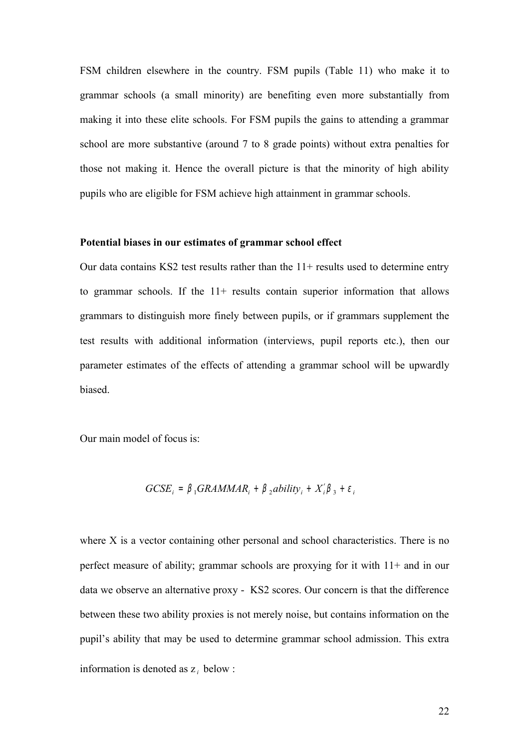FSM children elsewhere in the country. FSM pupils (Table 11) who make it to grammar schools (a small minority) are benefiting even more substantially from making it into these elite schools. For FSM pupils the gains to attending a grammar school are more substantive (around 7 to 8 grade points) without extra penalties for those not making it. Hence the overall picture is that the minority of high ability pupils who are eligible for FSM achieve high attainment in grammar schools.

**Potential biases in our estimates of grammar school effect**

Our data contains KS2 test results rather than the 11+ results used to determine entry to grammar schools. If the 11+ results contain superior information that allows grammars to distinguish more finely between pupils, or if grammars supplement the test results with additional information (interviews, pupil reports etc.), then our parameter estimates of the effects of attending a grammar school will be upwardly biased.

Our main model of focus is:

$$GCSE_i = \beta_1 GRAMMAR_i + \beta_2 ability_i + X_i'\beta_3 + \varepsilon_i$$

where X is a vector containing other personal and school characteristics. There is no perfect measure of ability; grammar schools are proxying for it with 11+ and in our data we observe an alternative proxy - KS2 scores. Our concern is that the difference between these two ability proxies is not merely noise, but contains information on the pupil's ability that may be used to determine grammar school admission. This extra information is denoted as $z_i$ below :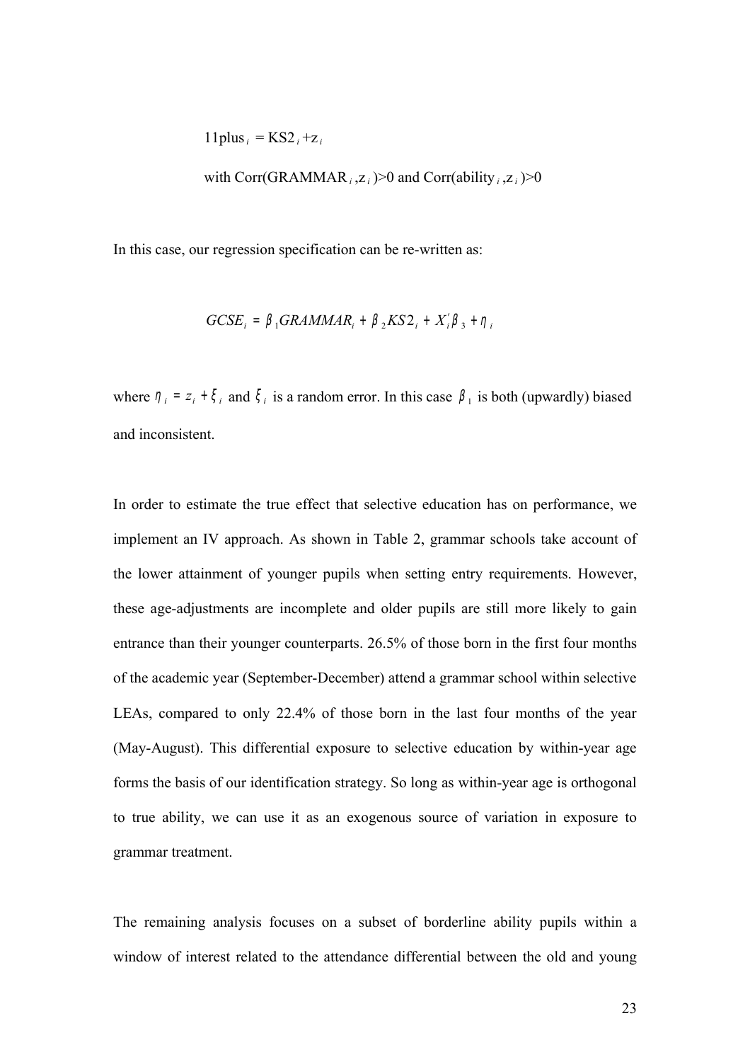$$11plus_i = KS2_i + z_i$$

$$\text{with } Corr(GRAMMAR_i, z_i) > 0 \text{ and } Corr(ability_i, z_i) > 0$$

In this case, our regression specification can be re-written as:

$$GCSE_i = \beta_1 GRAMMAR_i + \beta_2 KS2_i + X_i' \beta_3 + \eta_i$$

where $\eta_i = z_i + \xi_i$ and $\xi_i$ is a random error. In this case $\beta_1$ is both (upwardly) biased and inconsistent.

In order to estimate the true effect that selective education has on performance, we implement an IV approach. As shown in Table 2, grammar schools take account of the lower attainment of younger pupils when setting entry requirements. However, these age-adjustments are incomplete and older pupils are still more likely to gain entrance than their younger counterparts. 26.5% of those born in the first four months of the academic year (September-December) attend a grammar school within selective LEAs, compared to only 22.4% of those born in the last four months of the year (May-August). This differential exposure to selective education by within-year age forms the basis of our identification strategy. So long as within-year age is orthogonal to true ability, we can use it as an exogenous source of variation in exposure to grammar treatment.

The remaining analysis focuses on a subset of borderline ability pupils within a window of interest related to the attendance differential between the old and young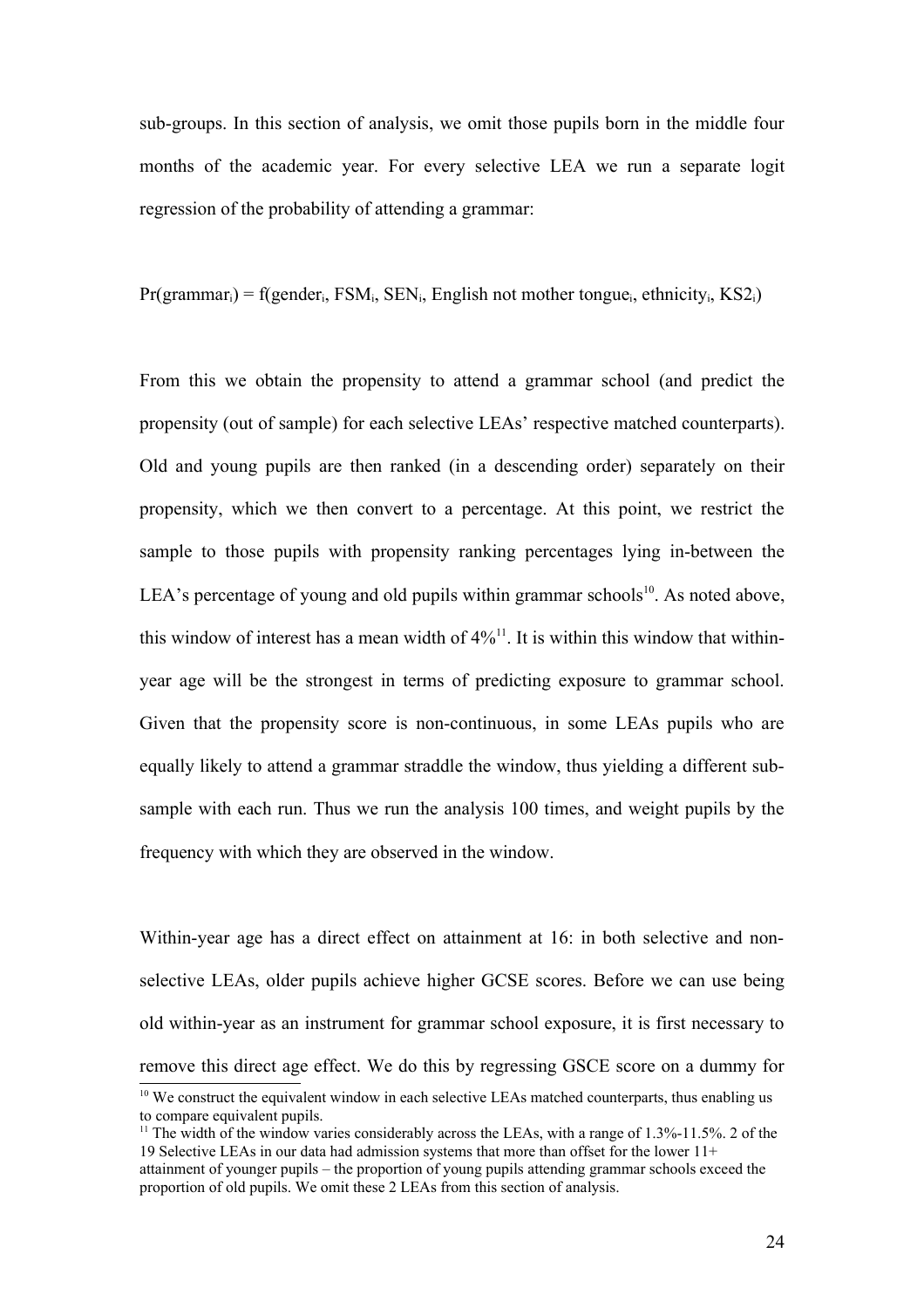sub-groups. In this section of analysis, we omit those pupils born in the middle four months of the academic year. For every selective LEA we run a separate logit regression of the probability of attending a grammar:

$$\Pr(\text{grammar}_i) = f(\text{gender}_i, \text{FSM}_i, \text{SEN}_i, \text{English not mother tongue}_i, \text{ethnicity}_i, \text{KS2}_i)$$

From this we obtain the propensity to attend a grammar school (and predict the propensity (out of sample) for each selective LEAs' respective matched counterparts). Old and young pupils are then ranked (in a descending order) separately on their propensity, which we then convert to a percentage. At this point, we restrict the sample to those pupils with propensity ranking percentages lying in-between the LEA's percentage of young and old pupils within grammar schools[10]. As noted above, this window of interest has a mean width of 4%[11]. It is within this window that within-year age will be the strongest in terms of predicting exposure to grammar school. Given that the propensity score is non-continuous, in some LEAs pupils who are equally likely to attend a grammar straddle the window, thus yielding a different sub-sample with each run. Thus we run the analysis 100 times, and weight pupils by the frequency with which they are observed in the window.

Within-year age has a direct effect on attainment at 16: in both selective and non-selective LEAs, older pupils achieve higher GCSE scores. Before we can use being old within-year as an instrument for grammar school exposure, it is first necessary to remove this direct age effect. We do this by regressing GSCE score on a dummy for

[10] We construct the equivalent window in each selective LEAs matched counterparts, thus enabling us to compare equivalent pupils.

[11] The width of the window varies considerably across the LEAs, with a range of 1.3%-11.5%. 2 of the 19 Selective LEAs in our data had admission systems that more than offset for the lower 11+ attainment of younger pupils – the proportion of young pupils attending grammar schools exceed the proportion of old pupils. We omit these 2 LEAs from this section of analysis.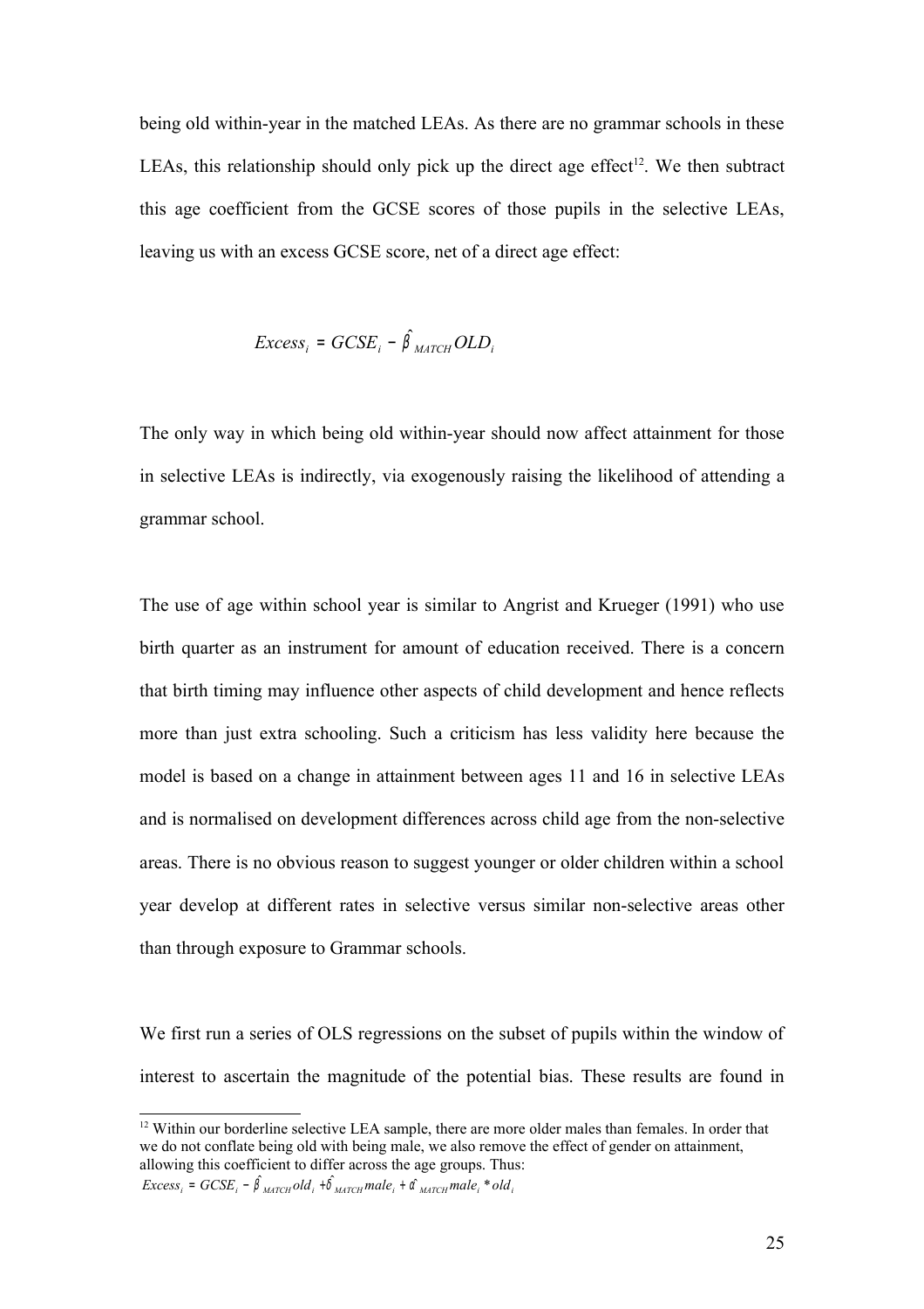being old within-year in the matched LEAs. As there are no grammar schools in these LEAs, this relationship should only pick up the direct age effect[12]. We then subtract this age coefficient from the GCSE scores of those pupils in the selective LEAs, leaving us with an excess GCSE score, net of a direct age effect:

$$Excess_i = GCSE_i - \hat{\beta}_{MATCH} OLD_i$$

The only way in which being old within-year should now affect attainment for those in selective LEAs is indirectly, via exogenously raising the likelihood of attending a grammar school.

The use of age within school year is similar to Angrist and Krueger (1991) who use birth quarter as an instrument for amount of education received. There is a concern that birth timing may influence other aspects of child development and hence reflects more than just extra schooling. Such a criticism has less validity here because the model is based on a change in attainment between ages 11 and 16 in selective LEAs and is normalised on development differences across child age from the non-selective areas. There is no obvious reason to suggest younger or older children within a school year develop at different rates in selective versus similar non-selective areas other than through exposure to Grammar schools.

We first run a series of OLS regressions on the subset of pupils within the window of interest to ascertain the magnitude of the potential bias. These results are found in

[12] Within our borderline selective LEA sample, there are more older males than females. In order that we do not conflate being old with being male, we also remove the effect of gender on attainment, allowing this coefficient to differ across the age groups. Thus:
$Excess_i = GCSE_i - \hat{\beta}_{MATCH} old_i + \hat{\delta}_{MATCH} male_i + \hat{\alpha}_{MATCH} male_i * old_i$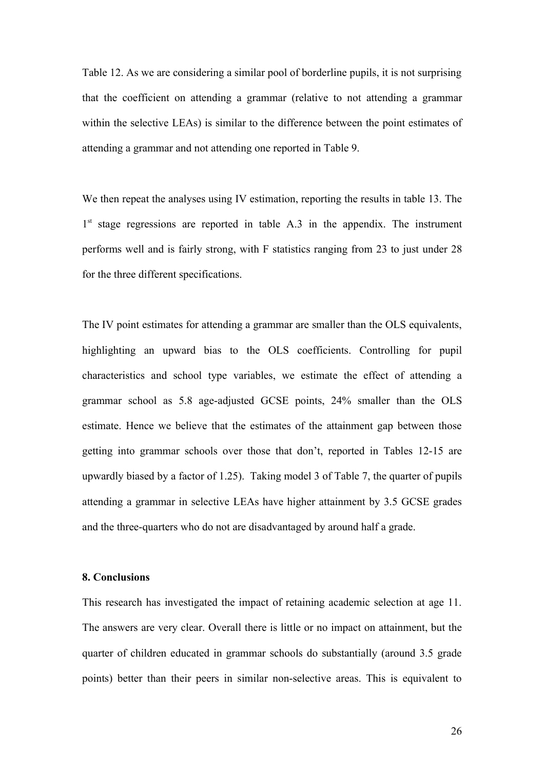Table 12. As we are considering a similar pool of borderline pupils, it is not surprising that the coefficient on attending a grammar (relative to not attending a grammar within the selective LEAs) is similar to the difference between the point estimates of attending a grammar and not attending one reported in Table 9.

We then repeat the analyses using IV estimation, reporting the results in table 13. The 1st stage regressions are reported in table A.3 in the appendix. The instrument performs well and is fairly strong, with F statistics ranging from 23 to just under 28 for the three different specifications.

The IV point estimates for attending a grammar are smaller than the OLS equivalents, highlighting an upward bias to the OLS coefficients. Controlling for pupil characteristics and school type variables, we estimate the effect of attending a grammar school as 5.8 age-adjusted GCSE points, 24% smaller than the OLS estimate. Hence we believe that the estimates of the attainment gap between those getting into grammar schools over those that don't, reported in Tables 12-15 are upwardly biased by a factor of 1.25). Taking model 3 of Table 7, the quarter of pupils attending a grammar in selective LEAs have higher attainment by 3.5 GCSE grades and the three-quarters who do not are disadvantaged by around half a grade.

## 8. Conclusions

This research has investigated the impact of retaining academic selection at age 11. The answers are very clear. Overall there is little or no impact on attainment, but the quarter of children educated in grammar schools do substantially (around 3.5 grade points) better than their peers in similar non-selective areas. This is equivalent to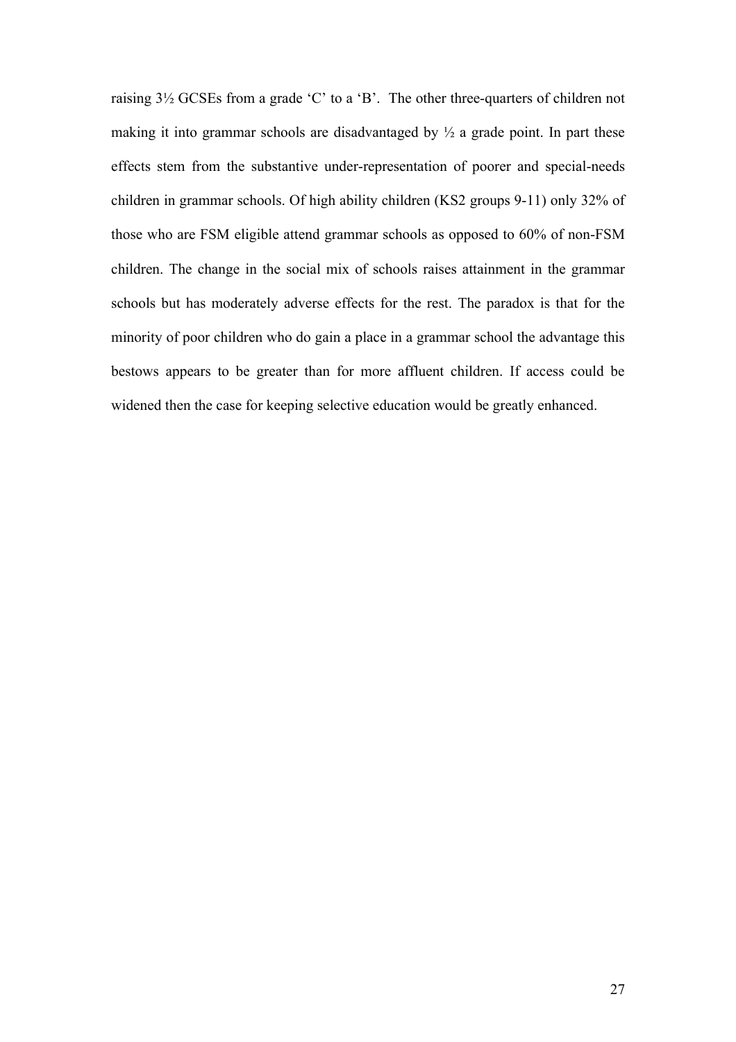raising 3½ GCSEs from a grade 'C' to a 'B'. The other three-quarters of children not making it into grammar schools are disadvantaged by ½ a grade point. In part these effects stem from the substantive under-representation of poorer and special-needs children in grammar schools. Of high ability children (KS2 groups 9-11) only 32% of those who are FSM eligible attend grammar schools as opposed to 60% of non-FSM children. The change in the social mix of schools raises attainment in the grammar schools but has moderately adverse effects for the rest. The paradox is that for the minority of poor children who do gain a place in a grammar school the advantage this bestows appears to be greater than for more affluent children. If access could be widened then the case for keeping selective education would be greatly enhanced.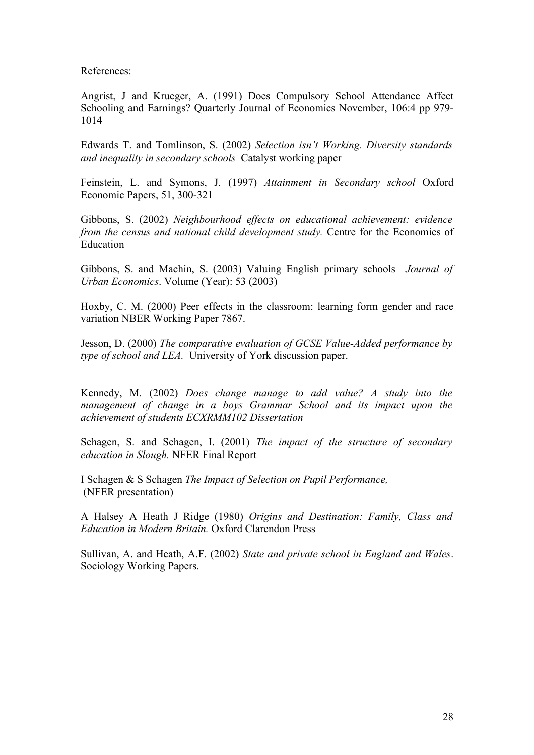References:

Angrist, J and Krueger, A. (1991) Does Compulsory School Attendance Affect Schooling and Earnings? Quarterly Journal of Economics November, 106:4 pp 979-1014

Edwards T. and Tomlinson, S. (2002) *Selection isn't Working. Diversity standards and inequality in secondary schools* Catalyst working paper

Feinstein, L. and Symons, J. (1997) *Attainment in Secondary school* Oxford Economic Papers, 51, 300-321

Gibbons, S. (2002) *Neighbourhood effects on educational achievement: evidence from the census and national child development study.* Centre for the Economics of Education

Gibbons, S. and Machin, S. (2003) Valuing English primary schools *Journal of Urban Economics*. Volume (Year): 53 (2003)

Hoxby, C. M. (2000) Peer effects in the classroom: learning form gender and race variation NBER Working Paper 7867.

Jesson, D. (2000) *The comparative evaluation of GCSE Value-Added performance by type of school and LEA.* University of York discussion paper.

Kennedy, M. (2002) *Does change manage to add value? A study into the management of change in a boys Grammar School and its impact upon the achievement of students ECXRMM102 Dissertation*

Schagen, S. and Schagen, I. (2001) *The impact of the structure of secondary education in Slough.* NFER Final Report

I Schagen & S Schagen *The Impact of Selection on Pupil Performance,* (NFER presentation)

A Halsey A Heath J Ridge (1980) *Origins and Destination: Family, Class and Education in Modern Britain.* Oxford Clarendon Press

Sullivan, A. and Heath, A.F. (2002) *State and private school in England and Wales*. Sociology Working Papers.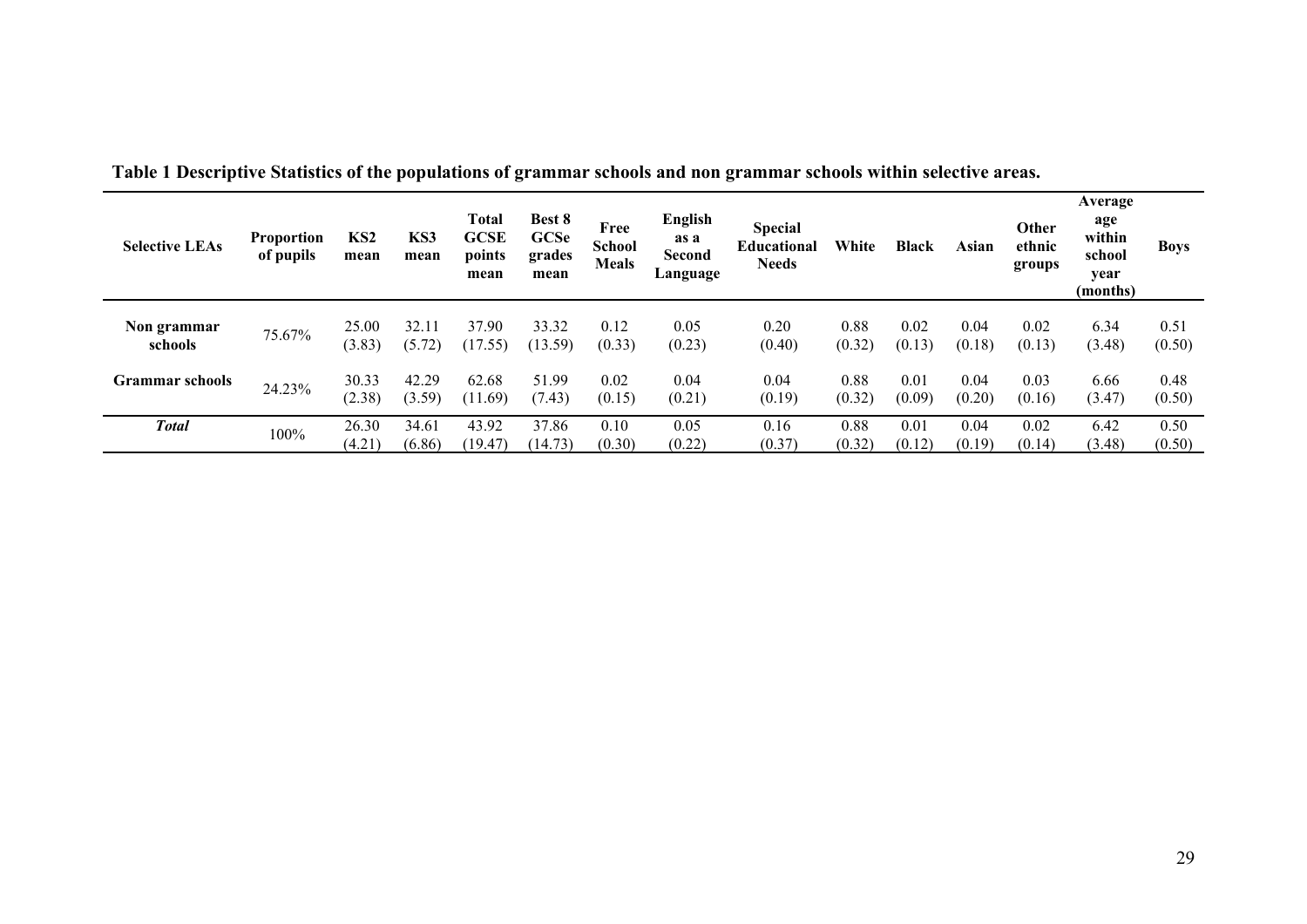**Table 1 Descriptive Statistics of the populations of grammar schools and non grammar schools within selective areas.**

| Selective LEAs | Proportion of pupils | KS2 mean | KS3 mean | Total GCSE points mean | Best 8 GCSe grades mean | Free School Meals | English as a Second Language | Special Educational Needs | White | Black | Asian | Other ethnic groups | Average age within school year (months) | Boys |
|---|---|---|---|---|---|---|---|---|---|---|---|---|---|---|
| **Non grammar schools** | 75.67% | 25.00 (3.83) | 32.11 (5.72) | 37.90 (17.55) | 33.32 (13.59) | 0.12 (0.33) | 0.05 (0.23) | 0.20 (0.40) | 0.88 (0.32) | 0.02 (0.13) | 0.04 (0.18) | 0.02 (0.13) | 6.34 (3.48) | 0.51 (0.50) |
| **Grammar schools** | 24.23% | 30.33 (2.38) | 42.29 (3.59) | 62.68 (11.69) | 51.99 (7.43) | 0.02 (0.15) | 0.04 (0.21) | 0.04 (0.19) | 0.88 (0.32) | 0.01 (0.09) | 0.04 (0.20) | 0.03 (0.16) | 6.66 (3.47) | 0.48 (0.50) |
| ***Total*** | 100% | 26.30 (4.21) | 34.61 (6.86) | 43.92 (19.47) | 37.86 (14.73) | 0.10 (0.30) | 0.05 (0.22) | 0.16 (0.37) | 0.88 (0.32) | 0.01 (0.12) | 0.04 (0.19) | 0.02 (0.14) | 6.42 (3.48) | 0.50 (0.50) |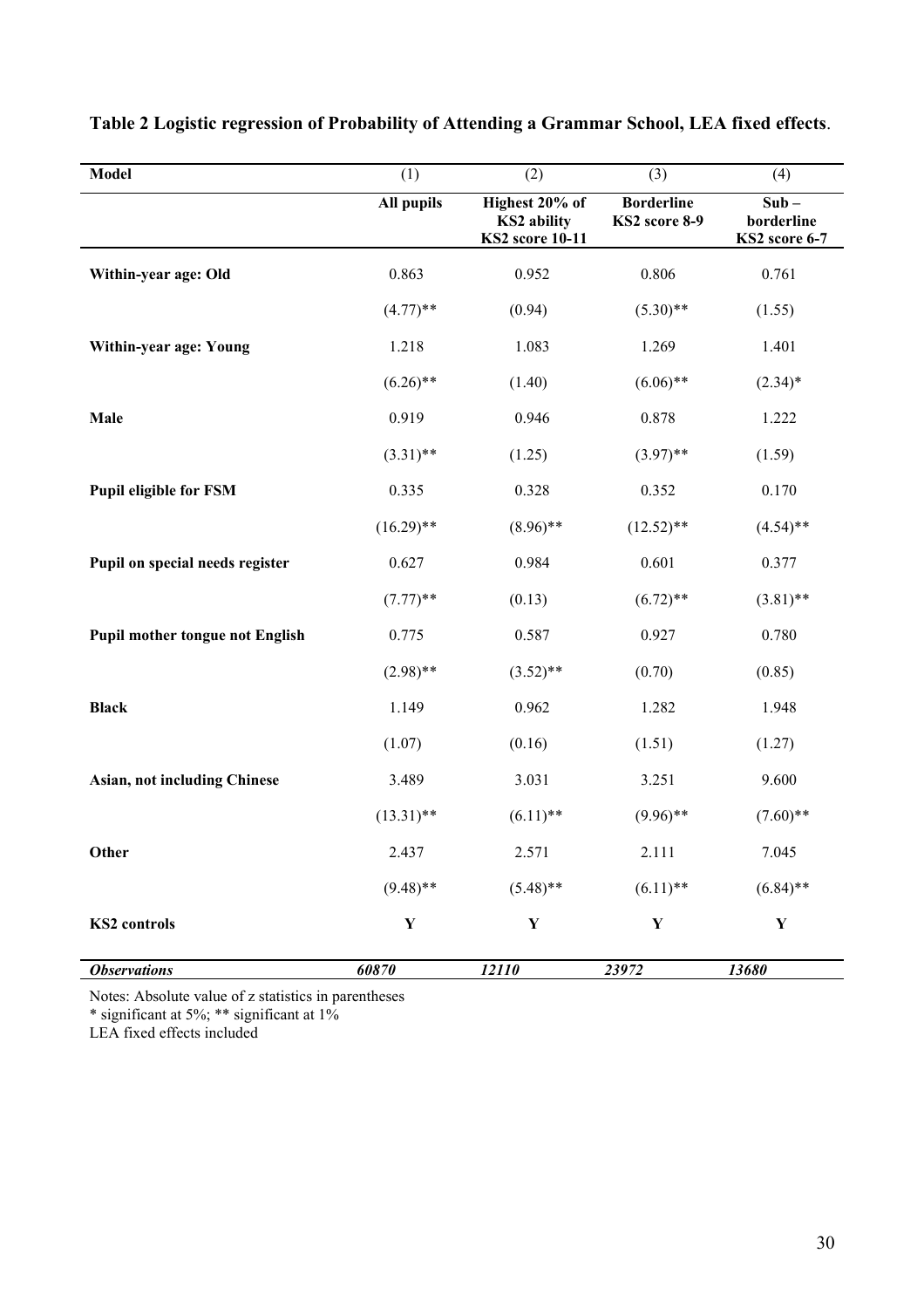**Table 2 Logistic regression of Probability of Attending a Grammar School, LEA fixed effects**.

| Model | (1) | (2) | (3) | (4) |
|---|---|---|---|---|
| | **All pupils** | **Highest 20% of KS2 ability KS2 score 10-11** | **Borderline KS2 score 8-9** | **Sub – borderline KS2 score 6-7** |
| **Within-year age: Old** | 0.863 | 0.952 | 0.806 | 0.761 |
| | (4.77)** | (0.94) | (5.30)** | (1.55) |
| **Within-year age: Young** | 1.218 | 1.083 | 1.269 | 1.401 |
| | (6.26)** | (1.40) | (6.06)** | (2.34)* |
| **Male** | 0.919 | 0.946 | 0.878 | 1.222 |
| | (3.31)** | (1.25) | (3.97)** | (1.59) |
| **Pupil eligible for FSM** | 0.335 | 0.328 | 0.352 | 0.170 |
| | (16.29)** | (8.96)** | (12.52)** | (4.54)** |
| **Pupil on special needs register** | 0.627 | 0.984 | 0.601 | 0.377 |
| | (7.77)** | (0.13) | (6.72)** | (3.81)** |
| **Pupil mother tongue not English** | 0.775 | 0.587 | 0.927 | 0.780 |
| | (2.98)** | (3.52)** | (0.70) | (0.85) |
| **Black** | 1.149 | 0.962 | 1.282 | 1.948 |
| | (1.07) | (0.16) | (1.51) | (1.27) |
| **Asian, not including Chinese** | 3.489 | 3.031 | 3.251 | 9.600 |
| | (13.31)** | (6.11)** | (9.96)** | (7.60)** |
| **Other** | 2.437 | 2.571 | 2.111 | 7.045 |
| | (9.48)** | (5.48)** | (6.11)** | (6.84)** |
| **KS2 controls** | **Y** | **Y** | **Y** | **Y** |
| ***Observations*** | ***60870*** | ***12110*** | ***23972*** | ***13680*** |

Notes: Absolute value of z statistics in parentheses
* significant at 5%; ** significant at 1%
LEA fixed effects included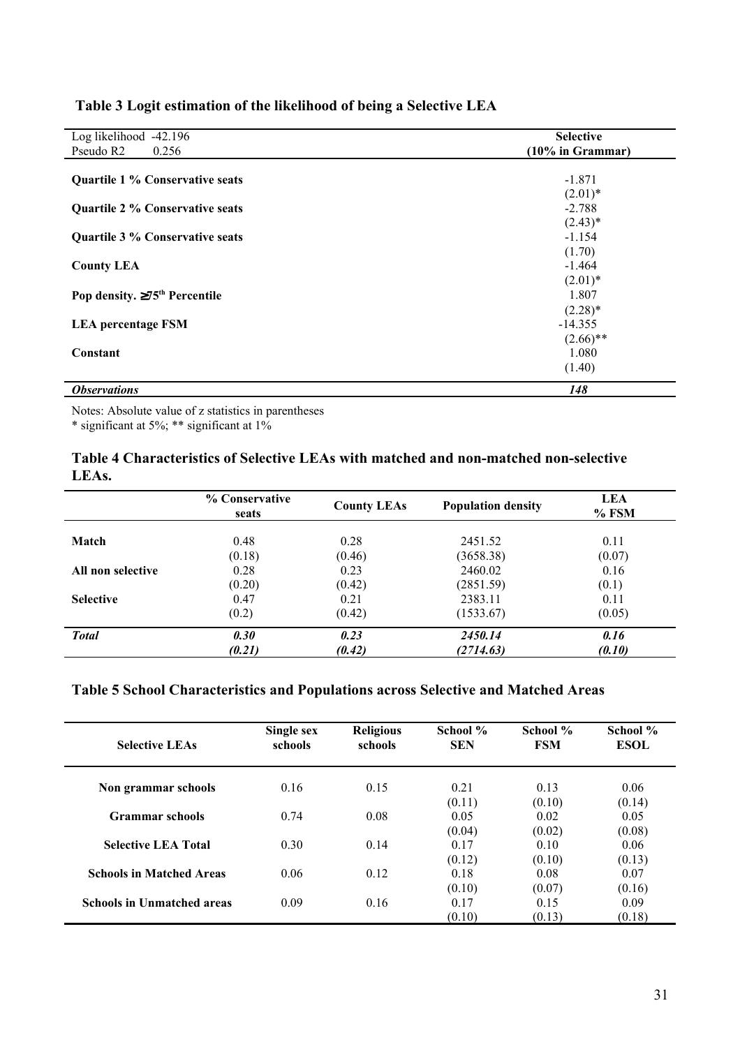**Table 3 Logit estimation of the likelihood of being a Selective LEA**

| Log likelihood -42.196<br>Pseudo R2 0.256 | Selective<br>(10% in Grammar) |
|---|---|
| **Quartile 1 % Conservative seats** | -1.871 |
| | (2.01)* |
| **Quartile 2 % Conservative seats** | -2.788 |
| | (2.43)* |
| **Quartile 3 % Conservative seats** | -1.154 |
| | (1.70) |
| **County LEA** | -1.464 |
| | (2.01)* |
| **Pop density. ≥75th Percentile** | 1.807 |
| | (2.28)* |
| **LEA percentage FSM** | -14.355 |
| | (2.66)** |
| **Constant** | 1.080 |
| | (1.40) |
| ***Observations*** | ***148*** |

Notes: Absolute value of z statistics in parentheses
* significant at 5%; ** significant at 1%

**Table 4 Characteristics of Selective LEAs with matched and non-matched non-selective LEAs.**

| | % Conservative seats | County LEAs | Population density | LEA % FSM |
|---|---|---|---|---|
| **Match** | 0.48 | 0.28 | 2451.52 | 0.11 |
| | (0.18) | (0.46) | (3658.38) | (0.07) |
| **All non selective** | 0.28 | 0.23 | 2460.02 | 0.16 |
| | (0.20) | (0.42) | (2851.59) | (0.1) |
| **Selective** | 0.47 | 0.21 | 2383.11 | 0.11 |
| | (0.2) | (0.42) | (1533.67) | (0.05) |
| ***Total*** | ***0.30*** | ***0.23*** | ***2450.14*** | ***0.16*** |
| | ***(0.21)*** | ***(0.42)*** | ***(2714.63)*** | ***(0.10)*** |

**Table 5 School Characteristics and Populations across Selective and Matched Areas**

| Selective LEAs | Single sex schools | Religious schools | School % SEN | School % FSM | School % ESOL |
|---|---|---|---|---|---|
| **Non grammar schools** | 0.16 | 0.15 | 0.21 | 0.13 | 0.06 |
| | | | (0.11) | (0.10) | (0.14) |
| **Grammar schools** | 0.74 | 0.08 | 0.05 | 0.02 | 0.05 |
| | | | (0.04) | (0.02) | (0.08) |
| **Selective LEA Total** | 0.30 | 0.14 | 0.17 | 0.10 | 0.06 |
| | | | (0.12) | (0.10) | (0.13) |
| **Schools in Matched Areas** | 0.06 | 0.12 | 0.18 | 0.08 | 0.07 |
| | | | (0.10) | (0.07) | (0.16) |
| **Schools in Unmatched areas** | 0.09 | 0.16 | 0.17 | 0.15 | 0.09 |
| | | | (0.10) | (0.13) | (0.18) |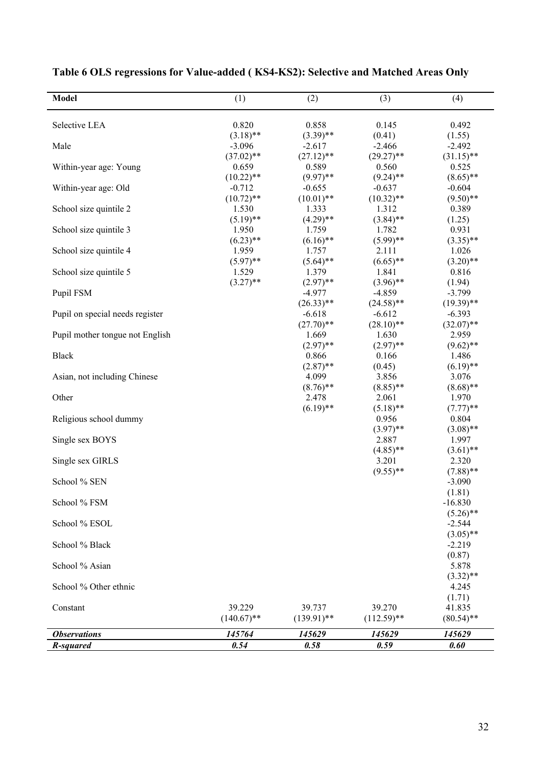**Table 6 OLS regressions for Value-added ( KS4-KS2): Selective and Matched Areas Only**

| Model | (1) | (2) | (3) | (4) |
|---|---|---|---|---|
| Selective LEA | 0.820 | 0.858 | 0.145 | 0.492 |
| | (3.18)** | (3.39)** | (0.41) | (1.55) |
| Male | -3.096 | -2.617 | -2.466 | -2.492 |
| | (37.02)** | (27.12)** | (29.27)** | (31.15)** |
| Within-year age: Young | 0.659 | 0.589 | 0.560 | 0.525 |
| | (10.22)** | (9.97)** | (9.24)** | (8.65)** |
| Within-year age: Old | -0.712 | -0.655 | -0.637 | -0.604 |
| | (10.72)** | (10.01)** | (10.32)** | (9.50)** |
| School size quintile 2 | 1.530 | 1.333 | 1.312 | 0.389 |
| | (5.19)** | (4.29)** | (3.84)** | (1.25) |
| School size quintile 3 | 1.950 | 1.759 | 1.782 | 0.931 |
| | (6.23)** | (6.16)** | (5.99)** | (3.35)** |
| School size quintile 4 | 1.959 | 1.757 | 2.111 | 1.026 |
| | (5.97)** | (5.64)** | (6.65)** | (3.20)** |
| School size quintile 5 | 1.529 | 1.379 | 1.841 | 0.816 |
| | (3.27)** | (2.97)** | (3.96)** | (1.94) |
| Pupil FSM | | -4.977 | -4.859 | -3.799 |
| | | (26.33)** | (24.58)** | (19.39)** |
| Pupil on special needs register | | -6.618 | -6.612 | -6.393 |
| | | (27.70)** | (28.10)** | (32.07)** |
| Pupil mother tongue not English | | 1.669 | 1.630 | 2.959 |
| | | (2.97)** | (2.97)** | (9.62)** |
| Black | | 0.866 | 0.166 | 1.486 |
| | | (2.87)** | (0.45) | (6.19)** |
| Asian, not including Chinese | | 4.099 | 3.856 | 3.076 |
| | | (8.76)** | (8.85)** | (8.68)** |
| Other | | 2.478 | 2.061 | 1.970 |
| | | (6.19)** | (5.18)** | (7.77)** |
| Religious school dummy | | | 0.956 | 0.804 |
| | | | (3.97)** | (3.08)** |
| Single sex BOYS | | | 2.887 | 1.997 |
| | | | (4.85)** | (3.61)** |
| Single sex GIRLS | | | 3.201 | 2.320 |
| | | | (9.55)** | (7.88)** |
| School % SEN | | | | -3.090 |
| | | | | (1.81) |
| School % FSM | | | | -16.830 |
| | | | | (5.26)** |
| School % ESOL | | | | -2.544 |
| | | | | (3.05)** |
| School % Black | | | | -2.219 |
| | | | | (0.87) |
| School % Asian | | | | 5.878 |
| | | | | (3.32)** |
| School % Other ethnic | | | | 4.245 |
| | | | | (1.71) |
| Constant | 39.229 | 39.737 | 39.270 | 41.835 |
| | (140.67)** | (139.91)** | (112.59)** | (80.54)** |
| ***Observations*** | ***145764*** | ***145629*** | ***145629*** | ***145629*** |
| ***R-squared*** | ***0.54*** | ***0.58*** | ***0.59*** | ***0.60*** |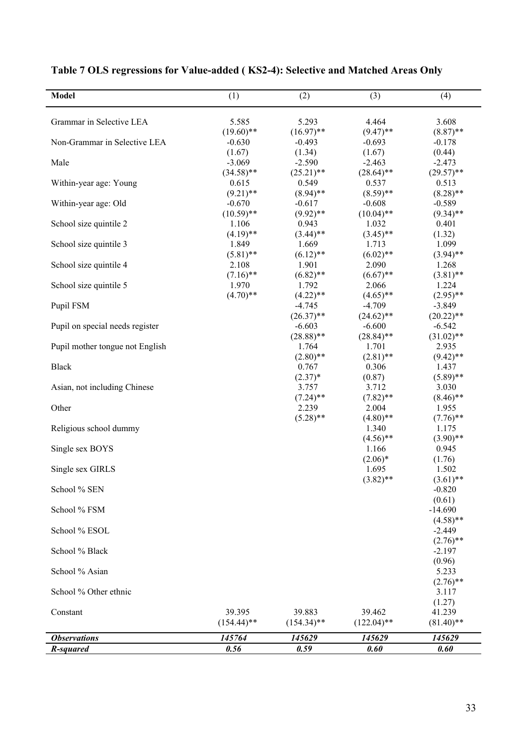**Table 7 OLS regressions for Value-added ( KS2-4): Selective and Matched Areas Only**

| Model | (1) | (2) | (3) | (4) |
|---|---|---|---|---|
| Grammar in Selective LEA | 5.585 | 5.293 | 4.464 | 3.608 |
| | (19.60)** | (16.97)** | (9.47)** | (8.87)** |
| Non-Grammar in Selective LEA | -0.630 | -0.493 | -0.693 | -0.178 |
| | (1.67) | (1.34) | (1.67) | (0.44) |
| Male | -3.069 | -2.590 | -2.463 | -2.473 |
| | (34.58)** | (25.21)** | (28.64)** | (29.57)** |
| Within-year age: Young | 0.615 | 0.549 | 0.537 | 0.513 |
| | (9.21)** | (8.94)** | (8.59)** | (8.28)** |
| Within-year age: Old | -0.670 | -0.617 | -0.608 | -0.589 |
| | (10.59)** | (9.92)** | (10.04)** | (9.34)** |
| School size quintile 2 | 1.106 | 0.943 | 1.032 | 0.401 |
| | (4.19)** | (3.44)** | (3.45)** | (1.32) |
| School size quintile 3 | 1.849 | 1.669 | 1.713 | 1.099 |
| | (5.81)** | (6.12)** | (6.02)** | (3.94)** |
| School size quintile 4 | 2.108 | 1.901 | 2.090 | 1.268 |
| | (7.16)** | (6.82)** | (6.67)** | (3.81)** |
| School size quintile 5 | 1.970 | 1.792 | 2.066 | 1.224 |
| | (4.70)** | (4.22)** | (4.65)** | (2.95)** |
| Pupil FSM | | -4.745 | -4.709 | -3.849 |
| | | (26.37)** | (24.62)** | (20.22)** |
| Pupil on special needs register | | -6.603 | -6.600 | -6.542 |
| | | (28.88)** | (28.84)** | (31.02)** |
| Pupil mother tongue not English | | 1.764 | 1.701 | 2.935 |
| | | (2.80)** | (2.81)** | (9.42)** |
| Black | | 0.767 | 0.306 | 1.437 |
| | | (2.37)* | (0.87) | (5.89)** |
| Asian, not including Chinese | | 3.757 | 3.712 | 3.030 |
| | | (7.24)** | (7.82)** | (8.46)** |
| Other | | 2.239 | 2.004 | 1.955 |
| | | (5.28)** | (4.80)** | (7.76)** |
| Religious school dummy | | | 1.340 | 1.175 |
| | | | (4.56)** | (3.90)** |
| Single sex BOYS | | | 1.166 | 0.945 |
| | | | (2.06)* | (1.76) |
| Single sex GIRLS | | | 1.695 | 1.502 |
| | | | (3.82)** | (3.61)** |
| School % SEN | | | | -0.820 |
| | | | | (0.61) |
| School % FSM | | | | -14.690 |
| | | | | (4.58)** |
| School % ESOL | | | | -2.449 |
| | | | | (2.76)** |
| School % Black | | | | -2.197 |
| | | | | (0.96) |
| School % Asian | | | | 5.233 |
| | | | | (2.76)** |
| School % Other ethnic | | | | 3.117 |
| | | | | (1.27) |
| Constant | 39.395 | 39.883 | 39.462 | 41.239 |
| | (154.44)** | (154.34)** | (122.04)** | (81.40)** |
| ***Observations*** | *145764* | *145629* | *145629* | *145629* |
| ***R-squared*** | ***0.56*** | ***0.59*** | ***0.60*** | ***0.60*** |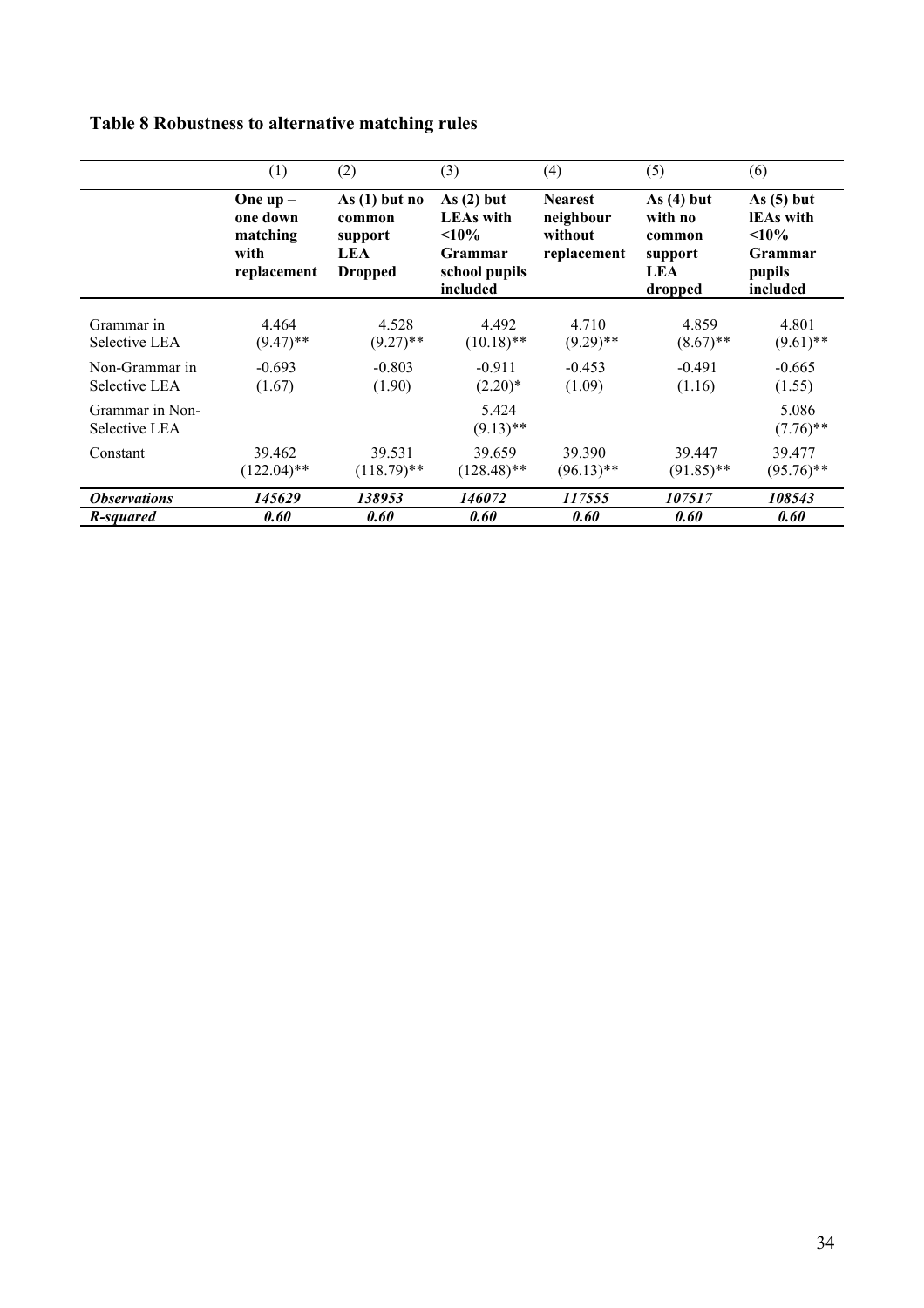## Table 8 Robustness to alternative matching rules

| | (1) | (2) | (3) | (4) | (5) | (6) |
|---|---|---|---|---|---|---|
| | **One up – one down matching with replacement** | **As (1) but no common support LEA Dropped** | **As (2) but LEAs with <10% Grammar school pupils included** | **Nearest neighbour without replacement** | **As (4) but with no common support LEA dropped** | **As (5) but lEAs with <10% Grammar pupils included** |
| Grammar in Selective LEA | 4.464<br>(9.47)** | 4.528<br>(9.27)** | 4.492<br>(10.18)** | 4.710<br>(9.29)** | 4.859<br>(8.67)** | 4.801<br>(9.61)** |
| Non-Grammar in Selective LEA | -0.693<br>(1.67) | -0.803<br>(1.90) | -0.911<br>(2.20)* | -0.453<br>(1.09) | -0.491<br>(1.16) | -0.665<br>(1.55) |
| Grammar in Non-Selective LEA | | | 5.424<br>(9.13)** | | | 5.086<br>(7.76)** |
| Constant | 39.462<br>(122.04)** | 39.531<br>(118.79)** | 39.659<br>(128.48)** | 39.390<br>(96.13)** | 39.447<br>(91.85)** | 39.477<br>(95.76)** |
| ***Observations*** | ***145629*** | ***138953*** | ***146072*** | ***117555*** | ***107517*** | ***108543*** |
| ***R-squared*** | ***0.60*** | ***0.60*** | ***0.60*** | ***0.60*** | ***0.60*** | ***0.60*** |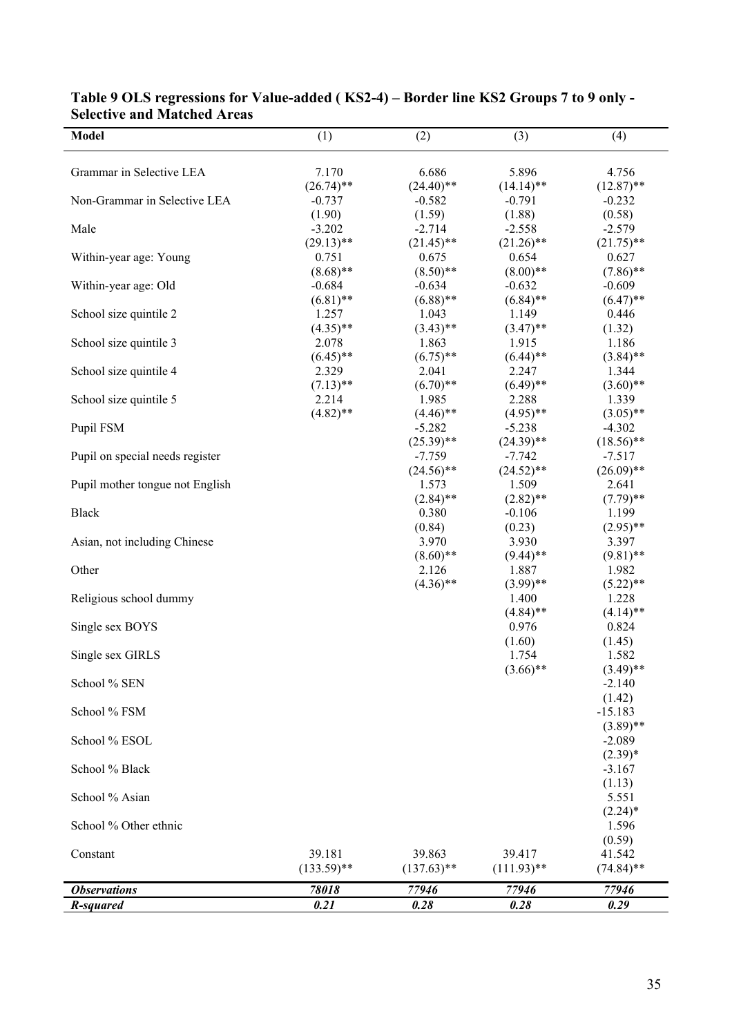**Table 9 OLS regressions for Value-added ( KS2-4) – Border line KS2 Groups 7 to 9 only - Selective and Matched Areas**

| Model | (1) | (2) | (3) | (4) |
|---|---|---|---|---|
| Grammar in Selective LEA | 7.170 | 6.686 | 5.896 | 4.756 |
| | (26.74)** | (24.40)** | (14.14)** | (12.87)** |
| Non-Grammar in Selective LEA | -0.737 | -0.582 | -0.791 | -0.232 |
| | (1.90) | (1.59) | (1.88) | (0.58) |
| Male | -3.202 | -2.714 | -2.558 | -2.579 |
| | (29.13)** | (21.45)** | (21.26)** | (21.75)** |
| Within-year age: Young | 0.751 | 0.675 | 0.654 | 0.627 |
| | (8.68)** | (8.50)** | (8.00)** | (7.86)** |
| Within-year age: Old | -0.684 | -0.634 | -0.632 | -0.609 |
| | (6.81)** | (6.88)** | (6.84)** | (6.47)** |
| School size quintile 2 | 1.257 | 1.043 | 1.149 | 0.446 |
| | (4.35)** | (3.43)** | (3.47)** | (1.32) |
| School size quintile 3 | 2.078 | 1.863 | 1.915 | 1.186 |
| | (6.45)** | (6.75)** | (6.44)** | (3.84)** |
| School size quintile 4 | 2.329 | 2.041 | 2.247 | 1.344 |
| | (7.13)** | (6.70)** | (6.49)** | (3.60)** |
| School size quintile 5 | 2.214 | 1.985 | 2.288 | 1.339 |
| | (4.82)** | (4.46)** | (4.95)** | (3.05)** |
| Pupil FSM | | -5.282 | -5.238 | -4.302 |
| | | (25.39)** | (24.39)** | (18.56)** |
| Pupil on special needs register | | -7.759 | -7.742 | -7.517 |
| | | (24.56)** | (24.52)** | (26.09)** |
| Pupil mother tongue not English | | 1.573 | 1.509 | 2.641 |
| | | (2.84)** | (2.82)** | (7.79)** |
| Black | | 0.380 | -0.106 | 1.199 |
| | | (0.84) | (0.23) | (2.95)** |
| Asian, not including Chinese | | 3.970 | 3.930 | 3.397 |
| | | (8.60)** | (9.44)** | (9.81)** |
| Other | | 2.126 | 1.887 | 1.982 |
| | | (4.36)** | (3.99)** | (5.22)** |
| Religious school dummy | | | 1.400 | 1.228 |
| | | | (4.84)** | (4.14)** |
| Single sex BOYS | | | 0.976 | 0.824 |
| | | | (1.60) | (1.45) |
| Single sex GIRLS | | | 1.754 | 1.582 |
| | | | (3.66)** | (3.49)** |
| School % SEN | | | | -2.140 |
| | | | | (1.42) |
| School % FSM | | | | -15.183 |
| | | | | (3.89)** |
| School % ESOL | | | | -2.089 |
| | | | | (2.39)* |
| School % Black | | | | -3.167 |
| | | | | (1.13) |
| School % Asian | | | | 5.551 |
| | | | | (2.24)* |
| School % Other ethnic | | | | 1.596 |
| | | | | (0.59) |
| Constant | 39.181 | 39.863 | 39.417 | 41.542 |
| | (133.59)** | (137.63)** | (111.93)** | (74.84)** |
| ***Observations*** | ***78018*** | ***77946*** | ***77946*** | ***77946*** |
| ***R-squared*** | ***0.21*** | ***0.28*** | ***0.28*** | ***0.29*** |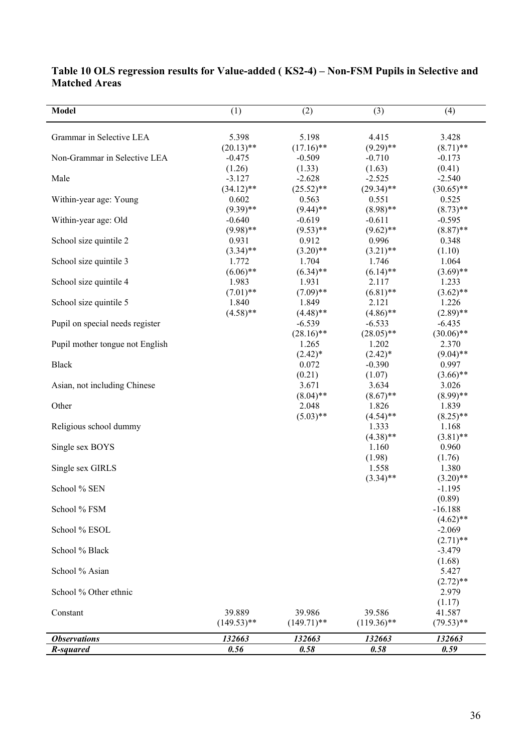**Table 10 OLS regression results for Value-added ( KS2-4) – Non-FSM Pupils in Selective and Matched Areas**

| Model | (1) | (2) | (3) | (4) |
|---|---|---|---|---|
| Grammar in Selective LEA | 5.398 | 5.198 | 4.415 | 3.428 |
| | (20.13)** | (17.16)** | (9.29)** | (8.71)** |
| Non-Grammar in Selective LEA | -0.475 | -0.509 | -0.710 | -0.173 |
| | (1.26) | (1.33) | (1.63) | (0.41) |
| Male | -3.127 | -2.628 | -2.525 | -2.540 |
| | (34.12)** | (25.52)** | (29.34)** | (30.65)** |
| Within-year age: Young | 0.602 | 0.563 | 0.551 | 0.525 |
| | (9.39)** | (9.44)** | (8.98)** | (8.73)** |
| Within-year age: Old | -0.640 | -0.619 | -0.611 | -0.595 |
| | (9.98)** | (9.53)** | (9.62)** | (8.87)** |
| School size quintile 2 | 0.931 | 0.912 | 0.996 | 0.348 |
| | (3.34)** | (3.20)** | (3.21)** | (1.10) |
| School size quintile 3 | 1.772 | 1.704 | 1.746 | 1.064 |
| | (6.06)** | (6.34)** | (6.14)** | (3.69)** |
| School size quintile 4 | 1.983 | 1.931 | 2.117 | 1.233 |
| | (7.01)** | (7.09)** | (6.81)** | (3.62)** |
| School size quintile 5 | 1.840 | 1.849 | 2.121 | 1.226 |
| | (4.58)** | (4.48)** | (4.86)** | (2.89)** |
| Pupil on special needs register | | -6.539 | -6.533 | -6.435 |
| | | (28.16)** | (28.05)** | (30.06)** |
| Pupil mother tongue not English | | 1.265 | 1.202 | 2.370 |
| | | (2.42)* | (2.42)* | (9.04)** |
| Black | | 0.072 | -0.390 | 0.997 |
| | | (0.21) | (1.07) | (3.66)** |
| Asian, not including Chinese | | 3.671 | 3.634 | 3.026 |
| | | (8.04)** | (8.67)** | (8.99)** |
| Other | | 2.048 | 1.826 | 1.839 |
| | | (5.03)** | (4.54)** | (8.25)** |
| Religious school dummy | | | 1.333 | 1.168 |
| | | | (4.38)** | (3.81)** |
| Single sex BOYS | | | 1.160 | 0.960 |
| | | | (1.98) | (1.76) |
| Single sex GIRLS | | | 1.558 | 1.380 |
| | | | (3.34)** | (3.20)** |
| School % SEN | | | | -1.195 |
| | | | | (0.89) |
| School % FSM | | | | -16.188 |
| | | | | (4.62)** |
| School % ESOL | | | | -2.069 |
| | | | | (2.71)** |
| School % Black | | | | -3.479 |
| | | | | (1.68) |
| School % Asian | | | | 5.427 |
| | | | | (2.72)** |
| School % Other ethnic | | | | 2.979 |
| | | | | (1.17) |
| Constant | 39.889 | 39.986 | 39.586 | 41.587 |
| | (149.53)** | (149.71)** | (119.36)** | (79.53)** |
| ***Observations*** | ***132663*** | ***132663*** | ***132663*** | ***132663*** |
| ***R-squared*** | ***0.56*** | ***0.58*** | ***0.58*** | ***0.59*** |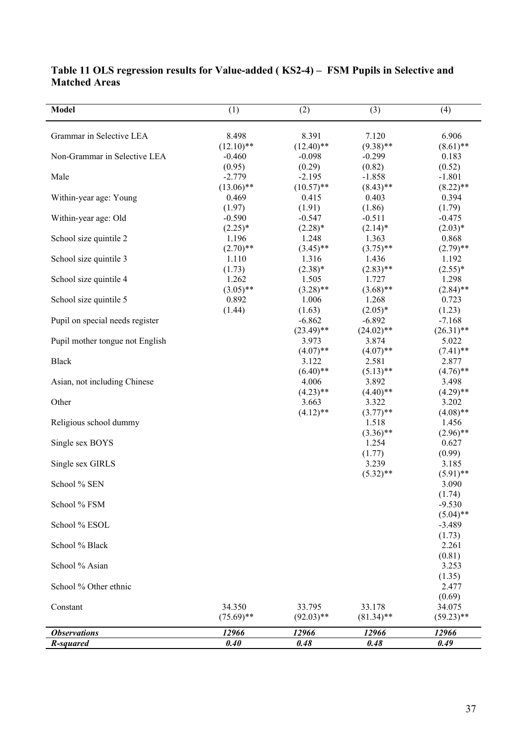**Table 11 OLS regression results for Value-added ( KS2-4) – FSM Pupils in Selective and Matched Areas**

| Model | (1) | (2) | (3) | (4) |
|---|---|---|---|---|
| Grammar in Selective LEA | 8.498 | 8.391 | 7.120 | 6.906 |
| | (12.10)** | (12.40)** | (9.38)** | (8.61)** |
| Non-Grammar in Selective LEA | -0.460 | -0.098 | -0.299 | 0.183 |
| | (0.95) | (0.29) | (0.82) | (0.52) |
| Male | -2.779 | -2.195 | -1.858 | -1.801 |
| | (13.06)** | (10.57)** | (8.43)** | (8.22)** |
| Within-year age: Young | 0.469 | 0.415 | 0.403 | 0.394 |
| | (1.97) | (1.91) | (1.86) | (1.79) |
| Within-year age: Old | -0.590 | -0.547 | -0.511 | -0.475 |
| | (2.25)* | (2.28)* | (2.14)* | (2.03)* |
| School size quintile 2 | 1.196 | 1.248 | 1.363 | 0.868 |
| | (2.70)** | (3.45)** | (3.75)** | (2.79)** |
| School size quintile 3 | 1.110 | 1.316 | 1.436 | 1.192 |
| | (1.73) | (2.38)* | (2.83)** | (2.55)* |
| School size quintile 4 | 1.262 | 1.505 | 1.727 | 1.298 |
| | (3.05)** | (3.28)** | (3.68)** | (2.84)** |
| School size quintile 5 | 0.892 | 1.006 | 1.268 | 0.723 |
| | (1.44) | (1.63) | (2.05)* | (1.23) |
| Pupil on special needs register | | -6.862 | -6.892 | -7.168 |
| | | (23.49)** | (24.02)** | (26.31)** |
| Pupil mother tongue not English | | 3.973 | 3.874 | 5.022 |
| | | (4.07)** | (4.07)** | (7.41)** |
| Black | | 3.122 | 2.581 | 2.877 |
| | | (6.40)** | (5.13)** | (4.76)** |
| Asian, not including Chinese | | 4.006 | 3.892 | 3.498 |
| | | (4.23)** | (4.40)** | (4.29)** |
| Other | | 3.663 | 3.322 | 3.202 |
| | | (4.12)** | (3.77)** | (4.08)** |
| Religious school dummy | | | 1.518 | 1.456 |
| | | | (3.36)** | (2.96)** |
| Single sex BOYS | | | 1.254 | 0.627 |
| | | | (1.77) | (0.99) |
| Single sex GIRLS | | | 3.239 | 3.185 |
| | | | (5.32)** | (5.91)** |
| School % SEN | | | | 3.090 |
| | | | | (1.74) |
| School % FSM | | | | -9.530 |
| | | | | (5.04)** |
| School % ESOL | | | | -3.489 |
| | | | | (1.73) |
| School % Black | | | | 2.261 |
| | | | | (0.81) |
| School % Asian | | | | 3.253 |
| | | | | (1.35) |
| School % Other ethnic | | | | 2.477 |
| | | | | (0.69) |
| Constant | 34.350 | 33.795 | 33.178 | 34.075 |
| | (75.69)** | (92.03)** | (81.34)** | (59.23)** |
| ***Observations*** | ***12966*** | ***12966*** | ***12966*** | ***12966*** |
| ***R-squared*** | ***0.40*** | ***0.48*** | ***0.48*** | ***0.49*** |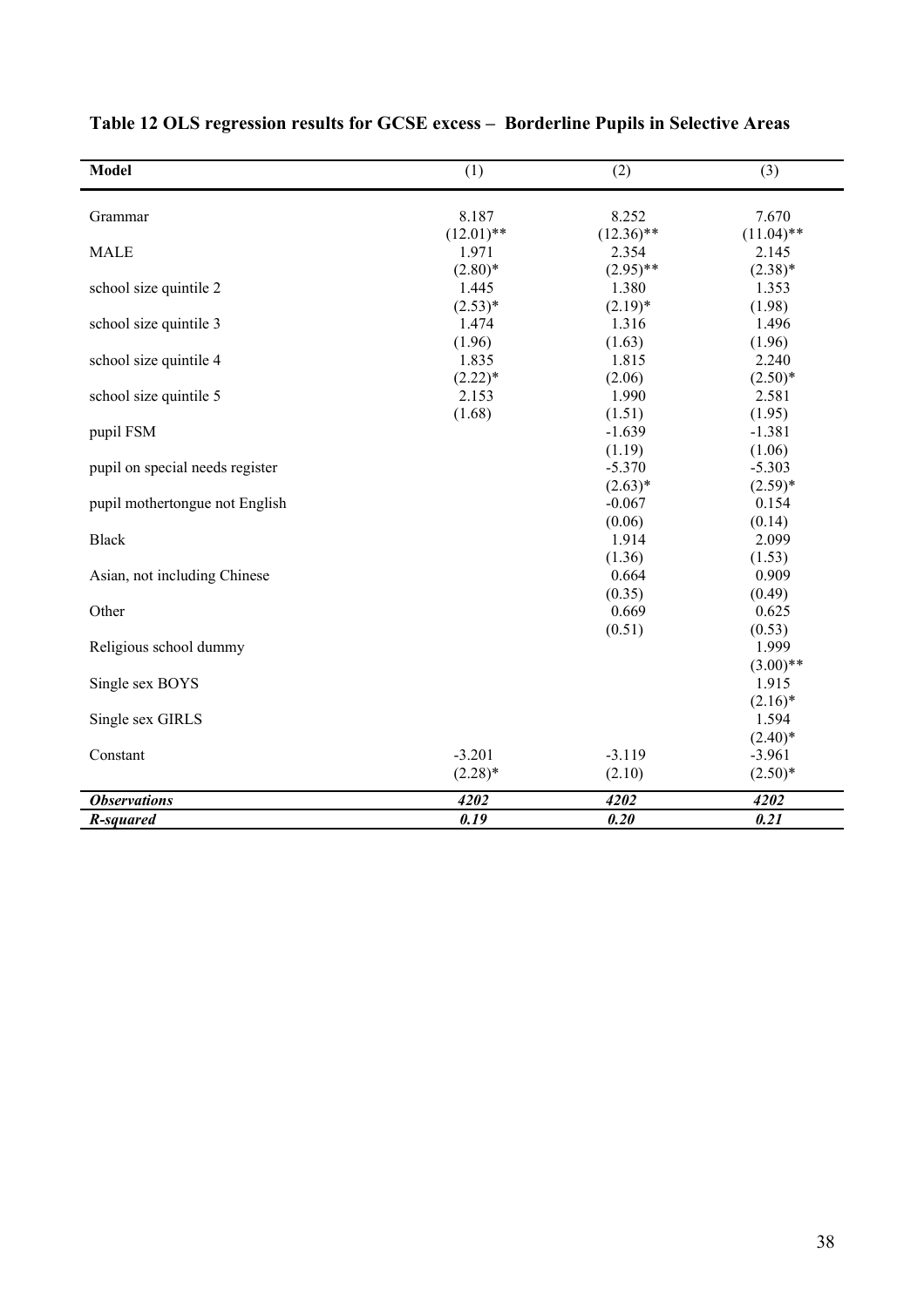**Table 12 OLS regression results for GCSE excess – Borderline Pupils in Selective Areas**

| Model | (1) | (2) | (3) |
|---|---|---|---|
| Grammar | 8.187 | 8.252 | 7.670 |
| | (12.01)** | (12.36)** | (11.04)** |
| MALE | 1.971 | 2.354 | 2.145 |
| | (2.80)* | (2.95)** | (2.38)* |
| school size quintile 2 | 1.445 | 1.380 | 1.353 |
| | (2.53)* | (2.19)* | (1.98) |
| school size quintile 3 | 1.474 | 1.316 | 1.496 |
| | (1.96) | (1.63) | (1.96) |
| school size quintile 4 | 1.835 | 1.815 | 2.240 |
| | (2.22)* | (2.06) | (2.50)* |
| school size quintile 5 | 2.153 | 1.990 | 2.581 |
| | (1.68) | (1.51) | (1.95) |
| pupil FSM | | -1.639 | -1.381 |
| | | (1.19) | (1.06) |
| pupil on special needs register | | -5.370 | -5.303 |
| | | (2.63)* | (2.59)* |
| pupil mothertongue not English | | -0.067 | 0.154 |
| | | (0.06) | (0.14) |
| Black | | 1.914 | 2.099 |
| | | (1.36) | (1.53) |
| Asian, not including Chinese | | 0.664 | 0.909 |
| | | (0.35) | (0.49) |
| Other | | 0.669 | 0.625 |
| | | (0.51) | (0.53) |
| Religious school dummy | | | 1.999 |
| | | | (3.00)** |
| Single sex BOYS | | | 1.915 |
| | | | (2.16)* |
| Single sex GIRLS | | | 1.594 |
| | | | (2.40)* |
| Constant | -3.201 | -3.119 | -3.961 |
| | (2.28)* | (2.10) | (2.50)* |
| ***Observations*** | ***4202*** | ***4202*** | ***4202*** |
| ***R-squared*** | ***0.19*** | ***0.20*** | ***0.21*** |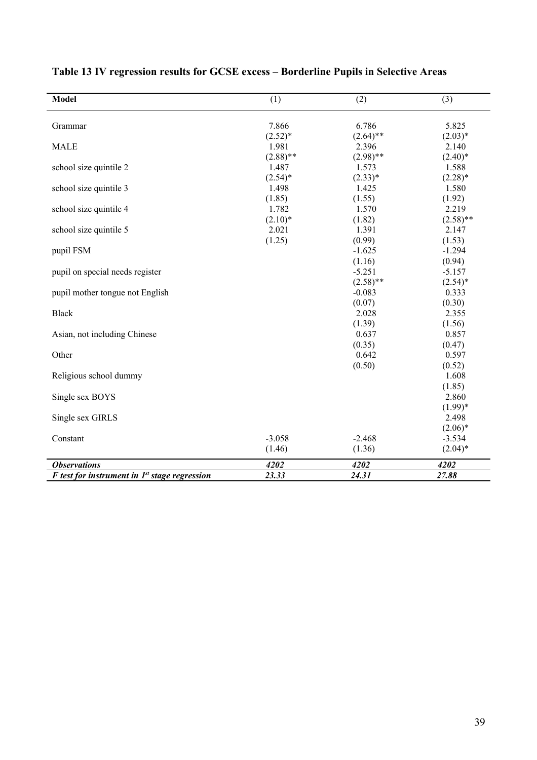## Table 13 IV regression results for GCSE excess – Borderline Pupils in Selective Areas

| Model | (1) | (2) | (3) |
|---|---|---|---|
| Grammar | 7.866 | 6.786 | 5.825 |
| | (2.52)* | (2.64)** | (2.03)* |
| MALE | 1.981 | 2.396 | 2.140 |
| | (2.88)** | (2.98)** | (2.40)* |
| school size quintile 2 | 1.487 | 1.573 | 1.588 |
| | (2.54)* | (2.33)* | (2.28)* |
| school size quintile 3 | 1.498 | 1.425 | 1.580 |
| | (1.85) | (1.55) | (1.92) |
| school size quintile 4 | 1.782 | 1.570 | 2.219 |
| | (2.10)* | (1.82) | (2.58)** |
| school size quintile 5 | 2.021 | 1.391 | 2.147 |
| | (1.25) | (0.99) | (1.53) |
| pupil FSM | | -1.625 | -1.294 |
| | | (1.16) | (0.94) |
| pupil on special needs register | | -5.251 | -5.157 |
| | | (2.58)** | (2.54)* |
| pupil mother tongue not English | | -0.083 | 0.333 |
| | | (0.07) | (0.30) |
| Black | | 2.028 | 2.355 |
| | | (1.39) | (1.56) |
| Asian, not including Chinese | | 0.637 | 0.857 |
| | | (0.35) | (0.47) |
| Other | | 0.642 | 0.597 |
| | | (0.50) | (0.52) |
| Religious school dummy | | | 1.608 |
| | | | (1.85) |
| Single sex BOYS | | | 2.860 |
| | | | (1.99)* |
| Single sex GIRLS | | | 2.498 |
| | | | (2.06)* |
| Constant | -3.058 | -2.468 | -3.534 |
| | (1.46) | (1.36) | (2.04)* |
| ***Observations*** | ***4202*** | ***4202*** | ***4202*** |
| ***F test for instrument in 1st stage regression*** | ***23.33*** | ***24.31*** | ***27.88*** |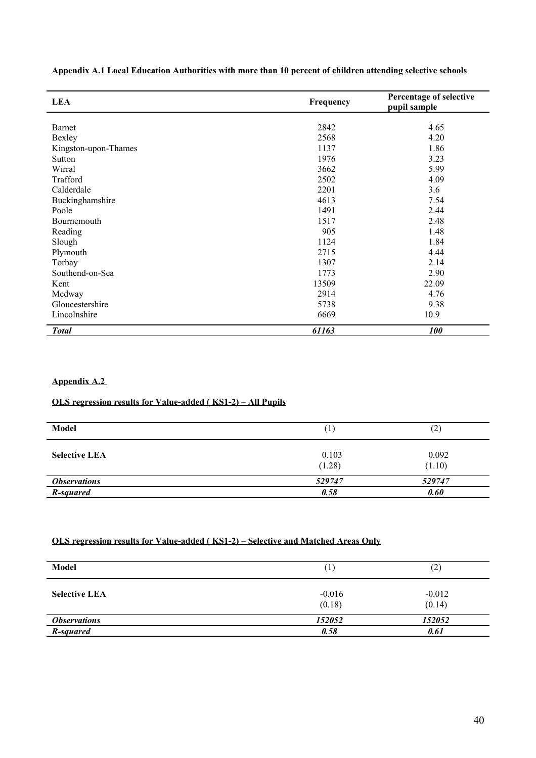**Appendix A.1 Local Education Authorities with more than 10 percent of children attending selective schools**

| LEA | Frequency | Percentage of selective pupil sample |
|---|---|---|
| Barnet | 2842 | 4.65 |
| Bexley | 2568 | 4.20 |
| Kingston-upon-Thames | 1137 | 1.86 |
| Sutton | 1976 | 3.23 |
| Wirral | 3662 | 5.99 |
| Trafford | 2502 | 4.09 |
| Calderdale | 2201 | 3.6 |
| Buckinghamshire | 4613 | 7.54 |
| Poole | 1491 | 2.44 |
| Bournemouth | 1517 | 2.48 |
| Reading | 905 | 1.48 |
| Slough | 1124 | 1.84 |
| Plymouth | 2715 | 4.44 |
| Torbay | 1307 | 2.14 |
| Southend-on-Sea | 1773 | 2.90 |
| Kent | 13509 | 22.09 |
| Medway | 2914 | 4.76 |
| Gloucestershire | 5738 | 9.38 |
| Lincolnshire | 6669 | 10.9 |
| ***Total*** | ***61163*** | ***100*** |

**Appendix A.2**

**OLS regression results for Value-added ( KS1-2) – All Pupils**

| Model | (1) | (2) |
|---|---|---|
| **Selective LEA** | 0.103<br>(1.28) | 0.092<br>(1.10) |
| ***Observations*** | ***529747*** | ***529747*** |
| ***R-squared*** | ***0.58*** | ***0.60*** |

**OLS regression results for Value-added ( KS1-2) – Selective and Matched Areas Only**

| Model | (1) | (2) |
|---|---|---|
| **Selective LEA** | -0.016<br>(0.18) | -0.012<br>(0.14) |
| ***Observations*** | ***152052*** | ***152052*** |
| ***R-squared*** | ***0.58*** | ***0.61*** |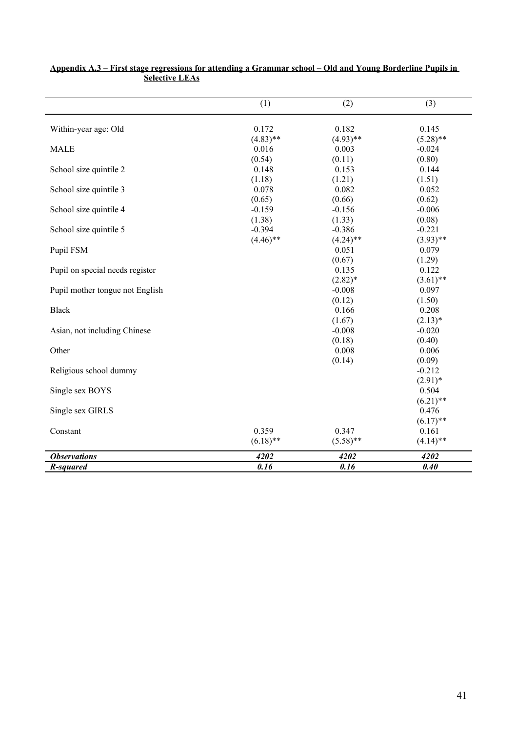**Appendix A.3 – First stage regressions for attending a Grammar school – Old and Young Borderline Pupils in Selective LEAs**

| | (1) | (2) | (3) |
|---|---|---|---|
| Within-year age: Old | 0.172 | 0.182 | 0.145 |
| | (4.83)** | (4.93)** | (5.28)** |
| MALE | 0.016 | 0.003 | -0.024 |
| | (0.54) | (0.11) | (0.80) |
| School size quintile 2 | 0.148 | 0.153 | 0.144 |
| | (1.18) | (1.21) | (1.51) |
| School size quintile 3 | 0.078 | 0.082 | 0.052 |
| | (0.65) | (0.66) | (0.62) |
| School size quintile 4 | -0.159 | -0.156 | -0.006 |
| | (1.38) | (1.33) | (0.08) |
| School size quintile 5 | -0.394 | -0.386 | -0.221 |
| | (4.46)** | (4.24)** | (3.93)** |
| Pupil FSM | | 0.051 | 0.079 |
| | | (0.67) | (1.29) |
| Pupil on special needs register | | 0.135 | 0.122 |
| | | (2.82)* | (3.61)** |
| Pupil mother tongue not English | | -0.008 | 0.097 |
| | | (0.12) | (1.50) |
| Black | | 0.166 | 0.208 |
| | | (1.67) | (2.13)* |
| Asian, not including Chinese | | -0.008 | -0.020 |
| | | (0.18) | (0.40) |
| Other | | 0.008 | 0.006 |
| | | (0.14) | (0.09) |
| Religious school dummy | | | -0.212 |
| | | | (2.91)* |
| Single sex BOYS | | | 0.504 |
| | | | (6.21)** |
| Single sex GIRLS | | | 0.476 |
| | | | (6.17)** |
| Constant | 0.359 | 0.347 | 0.161 |
| | (6.18)** | (5.58)** | (4.14)** |
| ***Observations*** | ***4202*** | ***4202*** | ***4202*** |
| ***R-squared*** | ***0.16*** | ***0.16*** | ***0.40*** |